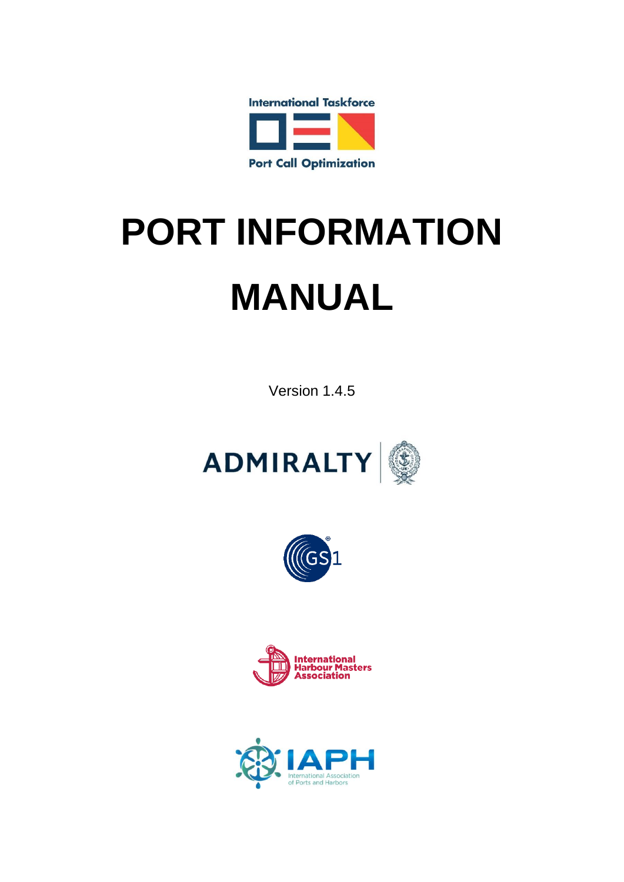International Taskforce

Port Call Optimization

# PORT INFORMATION MANUAL

Version 1.4.5

ADMIRALTY

GS1

International Harbour Masters Association

IAPH

International Association of Ports and Harbors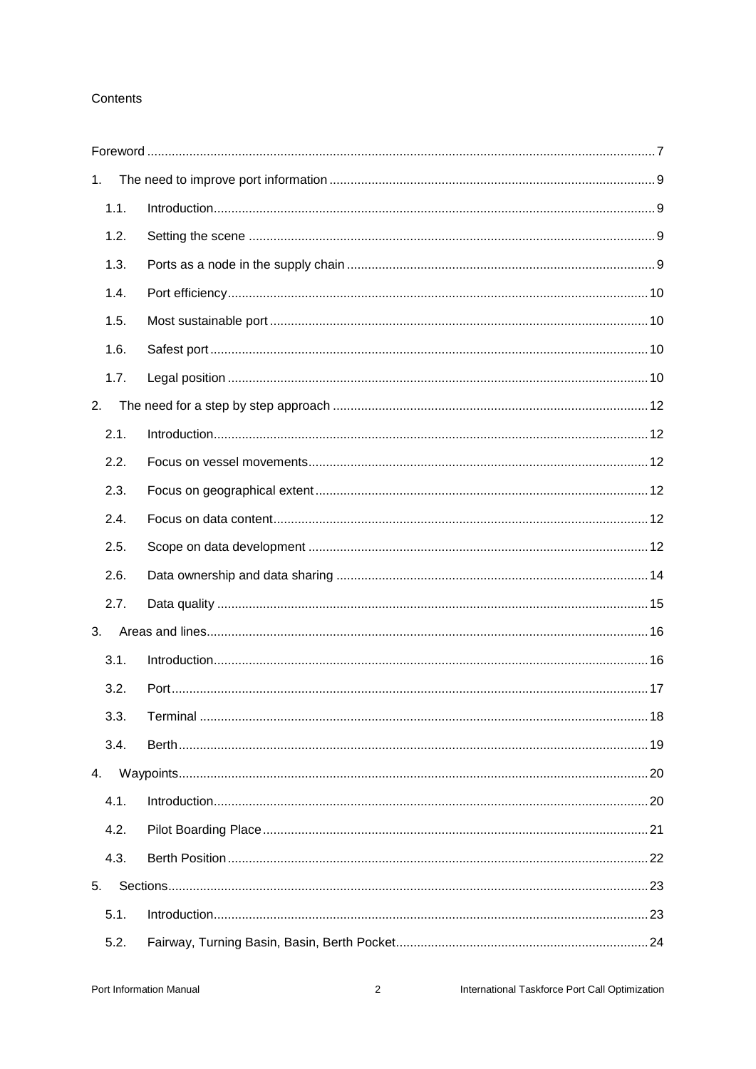Contents

Foreword ....................................................................................................................................... 7

1. The need to improve port information ............................................................................................ 9

   1.1. Introduction ............................................................................................................................ 9

   1.2. Setting the scene .................................................................................................................... 9

   1.3. Ports as a node in the supply chain ........................................................................................ 9

   1.4. Port efficiency ....................................................................................................................... 10

   1.5. Most sustainable port ........................................................................................................... 10

   1.6. Safest port ............................................................................................................................ 10

   1.7. Legal position ....................................................................................................................... 10

2. The need for a step by step approach ......................................................................................... 12

   2.1. Introduction .......................................................................................................................... 12

   2.2. Focus on vessel movements ................................................................................................ 12

   2.3. Focus on geographical extent .............................................................................................. 12

   2.4. Focus on data content .......................................................................................................... 12

   2.5. Scope on data development ................................................................................................ 12

   2.6. Data ownership and data sharing ........................................................................................ 14

   2.7. Data quality .......................................................................................................................... 15

3. Areas and lines ............................................................................................................................ 16

   3.1. Introduction .......................................................................................................................... 16

   3.2. Port ....................................................................................................................................... 17

   3.3. Terminal ............................................................................................................................... 18

   3.4. Berth ..................................................................................................................................... 19

4. Waypoints ..................................................................................................................................... 20

   4.1. Introduction .......................................................................................................................... 20

   4.2. Pilot Boarding Place ............................................................................................................. 21

   4.3. Berth Position ....................................................................................................................... 22

5. Sections ........................................................................................................................................ 23

   5.1. Introduction .......................................................................................................................... 23

   5.2. Fairway, Turning Basin, Basin, Berth Pocket ....................................................................... 24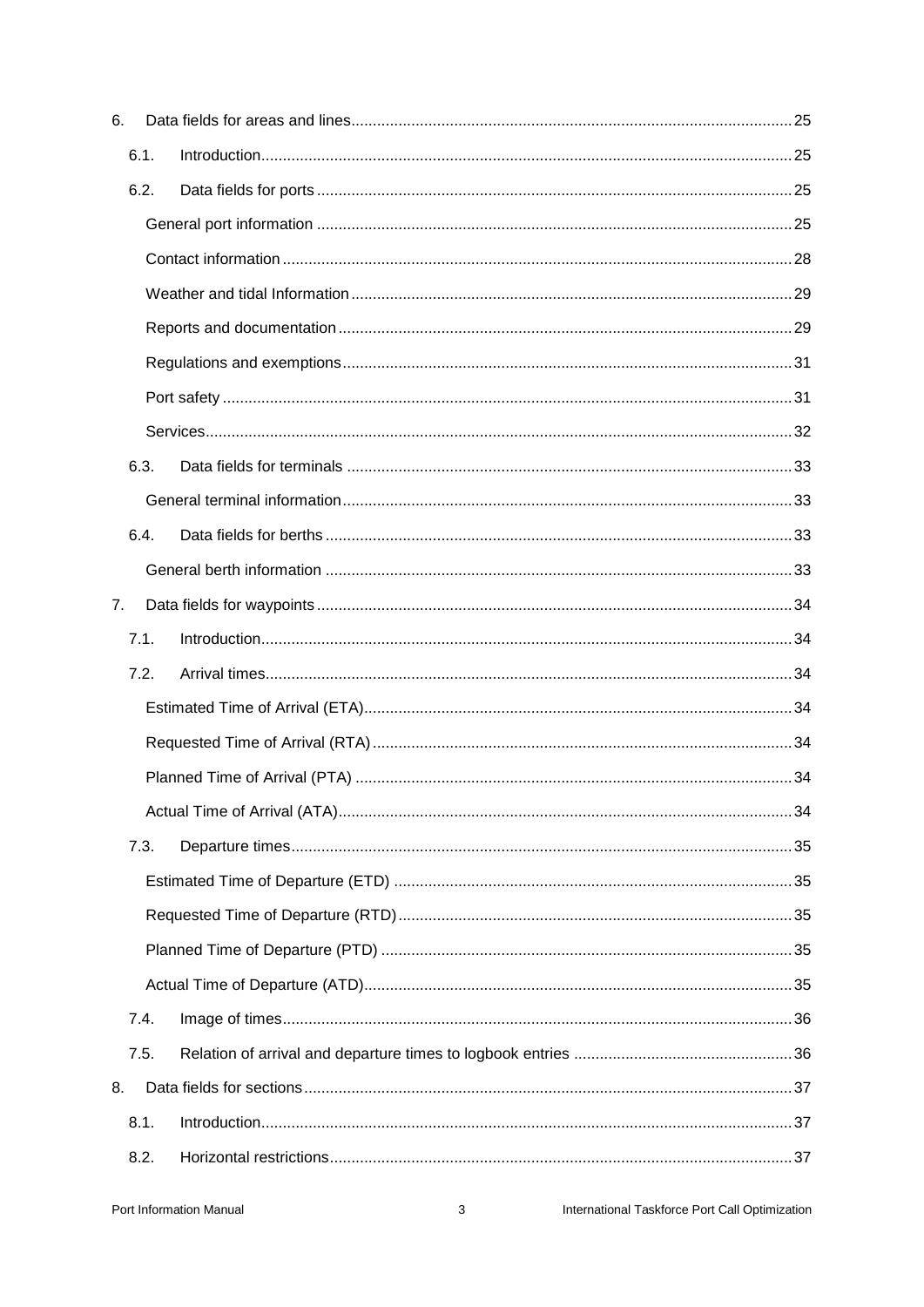6. Data fields for areas and lines ..... 25
   - 6.1. Introduction ..... 25
   - 6.2. Data fields for ports ..... 25
     - General port information ..... 25
     - Contact information ..... 28
     - Weather and tidal Information ..... 29
     - Reports and documentation ..... 29
     - Regulations and exemptions ..... 31
     - Port safety ..... 31
     - Services ..... 32
   - 6.3. Data fields for terminals ..... 33
     - General terminal information ..... 33
   - 6.4. Data fields for berths ..... 33
     - General berth information ..... 33

7. Data fields for waypoints ..... 34
   - 7.1. Introduction ..... 34
   - 7.2. Arrival times ..... 34
     - Estimated Time of Arrival (ETA) ..... 34
     - Requested Time of Arrival (RTA) ..... 34
     - Planned Time of Arrival (PTA) ..... 34
     - Actual Time of Arrival (ATA) ..... 34
   - 7.3. Departure times ..... 35
     - Estimated Time of Departure (ETD) ..... 35
     - Requested Time of Departure (RTD) ..... 35
     - Planned Time of Departure (PTD) ..... 35
     - Actual Time of Departure (ATD) ..... 35
   - 7.4. Image of times ..... 36
   - 7.5. Relation of arrival and departure times to logbook entries ..... 36

8. Data fields for sections ..... 37
   - 8.1. Introduction ..... 37
   - 8.2. Horizontal restrictions ..... 37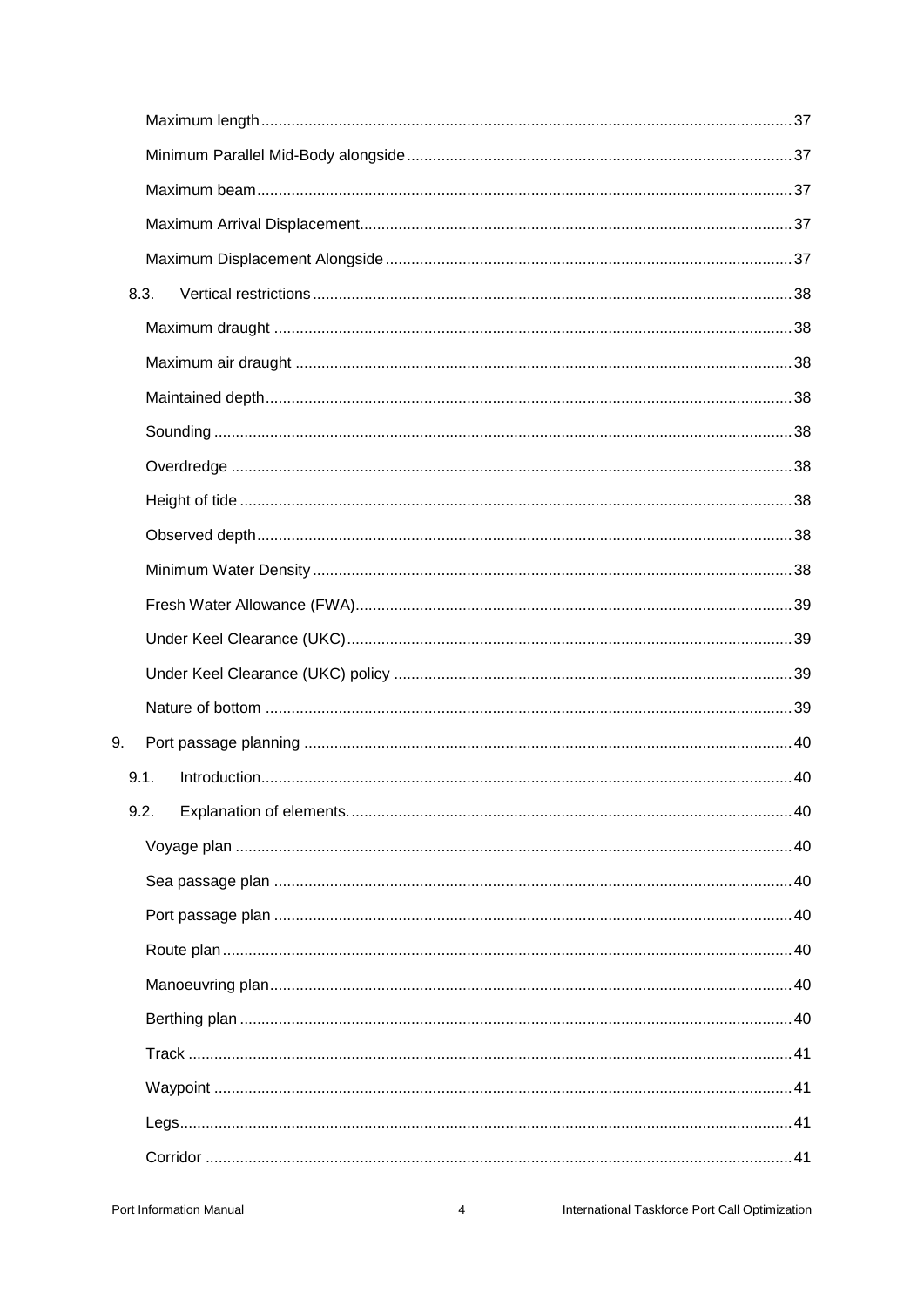Maximum length ..... 37

Minimum Parallel Mid-Body alongside ..... 37

Maximum beam ..... 37

Maximum Arrival Displacement ..... 37

Maximum Displacement Alongside ..... 37

8.3. Vertical restrictions ..... 38

Maximum draught ..... 38

Maximum air draught ..... 38

Maintained depth ..... 38

Sounding ..... 38

Overdredge ..... 38

Height of tide ..... 38

Observed depth ..... 38

Minimum Water Density ..... 38

Fresh Water Allowance (FWA) ..... 39

Under Keel Clearance (UKC) ..... 39

Under Keel Clearance (UKC) policy ..... 39

Nature of bottom ..... 39

9. Port passage planning ..... 40

9.1. Introduction ..... 40

9.2. Explanation of elements. ..... 40

Voyage plan ..... 40

Sea passage plan ..... 40

Port passage plan ..... 40

Route plan ..... 40

Manoeuvring plan ..... 40

Berthing plan ..... 40

Track ..... 41

Waypoint ..... 41

Legs ..... 41

Corridor ..... 41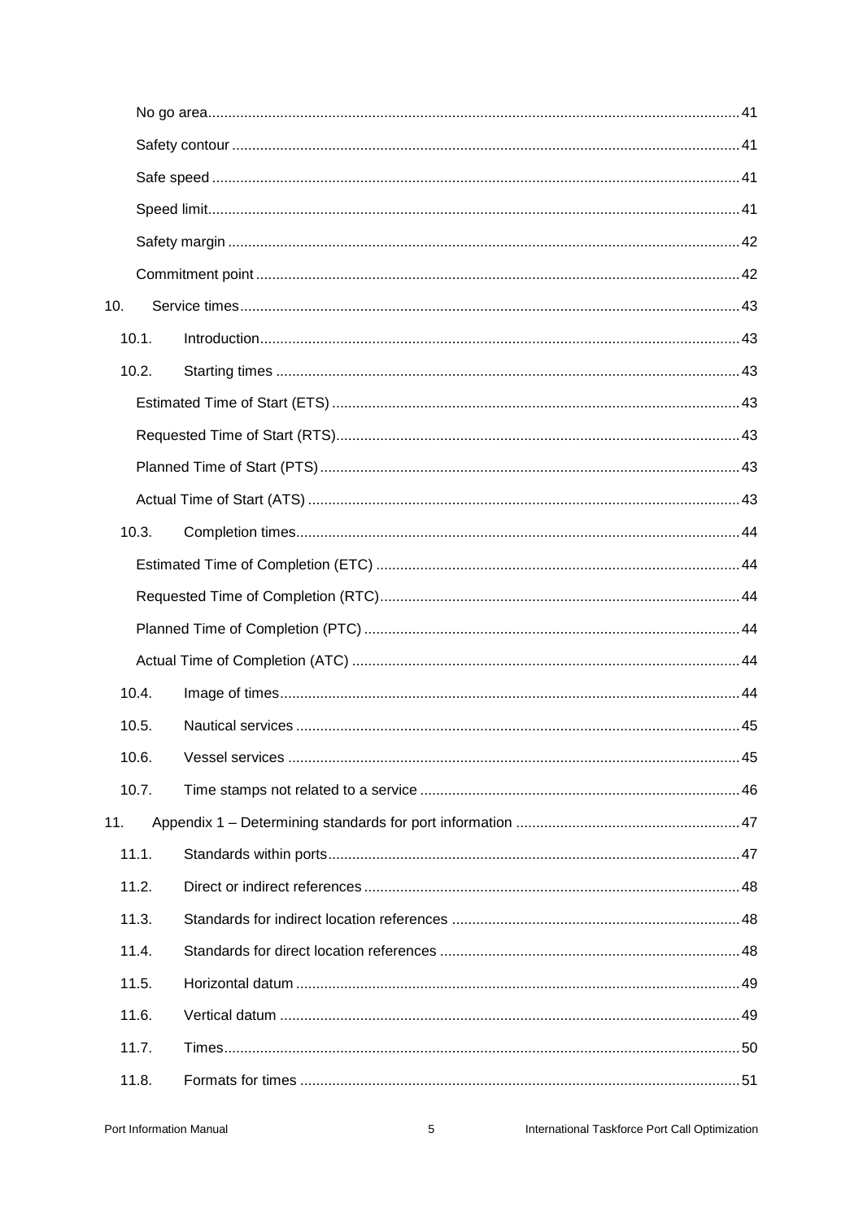No go area ... 41

Safety contour ... 41

Safe speed ... 41

Speed limit ... 41

Safety margin ... 42

Commitment point ... 42

10. Service times ... 43

10.1. Introduction ... 43

10.2. Starting times ... 43

Estimated Time of Start (ETS) ... 43

Requested Time of Start (RTS) ... 43

Planned Time of Start (PTS) ... 43

Actual Time of Start (ATS) ... 43

10.3. Completion times ... 44

Estimated Time of Completion (ETC) ... 44

Requested Time of Completion (RTC) ... 44

Planned Time of Completion (PTC) ... 44

Actual Time of Completion (ATC) ... 44

10.4. Image of times ... 44

10.5. Nautical services ... 45

10.6. Vessel services ... 45

10.7. Time stamps not related to a service ... 46

11. Appendix 1 – Determining standards for port information ... 47

11.1. Standards within ports ... 47

11.2. Direct or indirect references ... 48

11.3. Standards for indirect location references ... 48

11.4. Standards for direct location references ... 48

11.5. Horizontal datum ... 49

11.6. Vertical datum ... 49

11.7. Times ... 50

11.8. Formats for times ... 51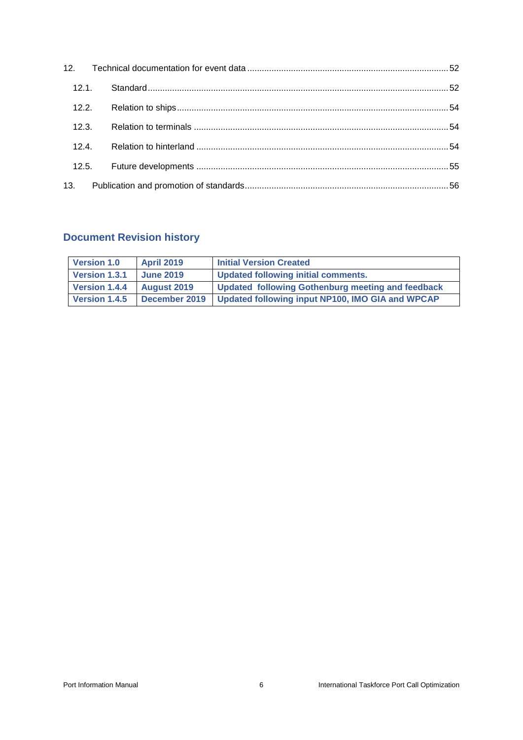12. Technical documentation for event data ........ 52
  12.1. Standard ........ 52
  12.2. Relation to ships ........ 54
  12.3. Relation to terminals ........ 54
  12.4. Relation to hinterland ........ 54
  12.5. Future developments ........ 55
13. Publication and promotion of standards ........ 56

## Document Revision history

| Version | Date | Description |
|---|---|---|
| **Version 1.0** | **April 2019** | **Initial Version Created** |
| **Version 1.3.1** | **June 2019** | **Updated following initial comments.** |
| **Version 1.4.4** | **August 2019** | **Updated following Gothenburg meeting and feedback** |
| **Version 1.4.5** | **December 2019** | **Updated following input NP100, IMO GIA and WPCAP** |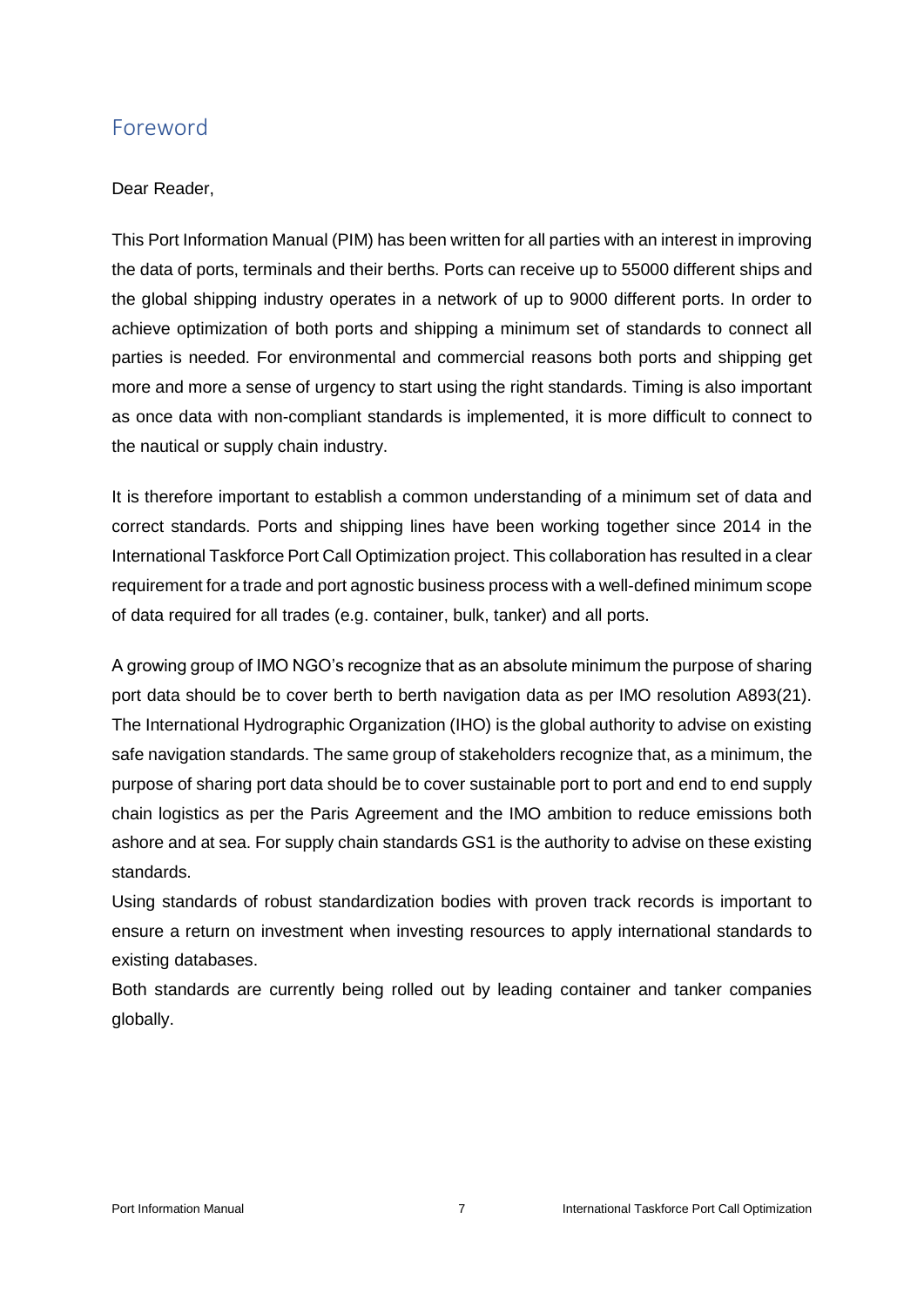## Foreword

Dear Reader,

This Port Information Manual (PIM) has been written for all parties with an interest in improving the data of ports, terminals and their berths. Ports can receive up to 55000 different ships and the global shipping industry operates in a network of up to 9000 different ports. In order to achieve optimization of both ports and shipping a minimum set of standards to connect all parties is needed. For environmental and commercial reasons both ports and shipping get more and more a sense of urgency to start using the right standards. Timing is also important as once data with non-compliant standards is implemented, it is more difficult to connect to the nautical or supply chain industry.

It is therefore important to establish a common understanding of a minimum set of data and correct standards. Ports and shipping lines have been working together since 2014 in the International Taskforce Port Call Optimization project. This collaboration has resulted in a clear requirement for a trade and port agnostic business process with a well-defined minimum scope of data required for all trades (e.g. container, bulk, tanker) and all ports.

A growing group of IMO NGO's recognize that as an absolute minimum the purpose of sharing port data should be to cover berth to berth navigation data as per IMO resolution A893(21). The International Hydrographic Organization (IHO) is the global authority to advise on existing safe navigation standards. The same group of stakeholders recognize that, as a minimum, the purpose of sharing port data should be to cover sustainable port to port and end to end supply chain logistics as per the Paris Agreement and the IMO ambition to reduce emissions both ashore and at sea. For supply chain standards GS1 is the authority to advise on these existing standards.

Using standards of robust standardization bodies with proven track records is important to ensure a return on investment when investing resources to apply international standards to existing databases.

Both standards are currently being rolled out by leading container and tanker companies globally.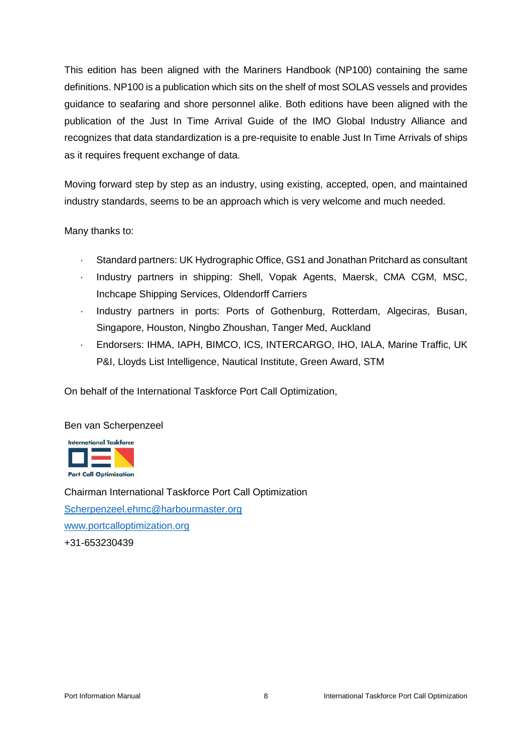This edition has been aligned with the Mariners Handbook (NP100) containing the same definitions. NP100 is a publication which sits on the shelf of most SOLAS vessels and provides guidance to seafaring and shore personnel alike. Both editions have been aligned with the publication of the Just In Time Arrival Guide of the IMO Global Industry Alliance and recognizes that data standardization is a pre-requisite to enable Just In Time Arrivals of ships as it requires frequent exchange of data.

Moving forward step by step as an industry, using existing, accepted, open, and maintained industry standards, seems to be an approach which is very welcome and much needed.

Many thanks to:

- Standard partners: UK Hydrographic Office, GS1 and Jonathan Pritchard as consultant
- Industry partners in shipping: Shell, Vopak Agents, Maersk, CMA CGM, MSC, Inchcape Shipping Services, Oldendorff Carriers
- Industry partners in ports: Ports of Gothenburg, Rotterdam, Algeciras, Busan, Singapore, Houston, Ningbo Zhoushan, Tanger Med, Auckland
- Endorsers: IHMA, IAPH, BIMCO, ICS, INTERCARGO, IHO, IALA, Marine Traffic, UK P&I, Lloyds List Intelligence, Nautical Institute, Green Award, STM

On behalf of the International Taskforce Port Call Optimization,

Ben van Scherpenzeel

International Taskforce Port Call Optimization

Chairman International Taskforce Port Call Optimization
Scherpenzeel.ehmc@harbourmaster.org
www.portcalloptimization.org
+31-653230439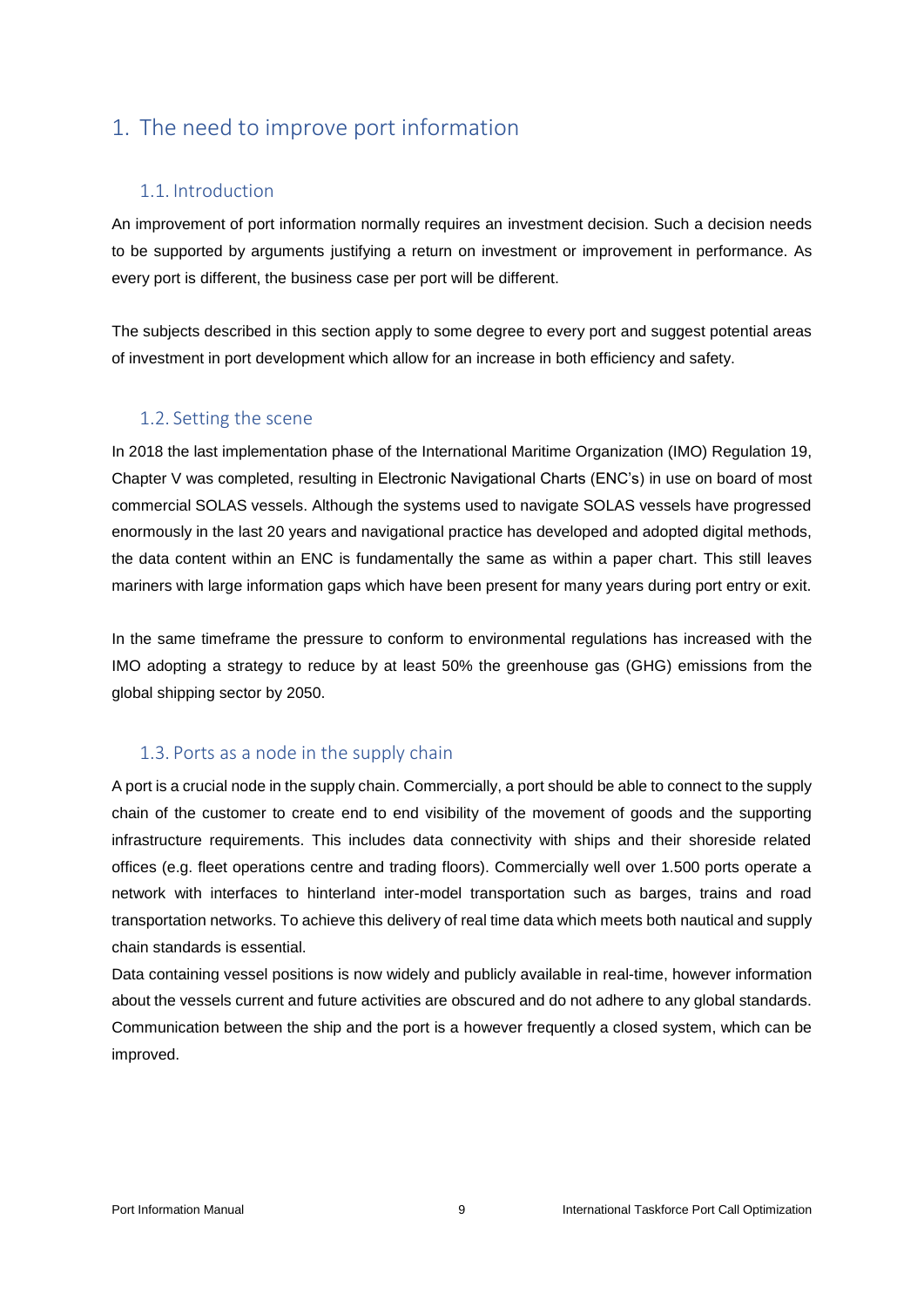# 1. The need to improve port information

## 1.1. Introduction

An improvement of port information normally requires an investment decision. Such a decision needs to be supported by arguments justifying a return on investment or improvement in performance. As every port is different, the business case per port will be different.

The subjects described in this section apply to some degree to every port and suggest potential areas of investment in port development which allow for an increase in both efficiency and safety.

## 1.2. Setting the scene

In 2018 the last implementation phase of the International Maritime Organization (IMO) Regulation 19, Chapter V was completed, resulting in Electronic Navigational Charts (ENC's) in use on board of most commercial SOLAS vessels. Although the systems used to navigate SOLAS vessels have progressed enormously in the last 20 years and navigational practice has developed and adopted digital methods, the data content within an ENC is fundamentally the same as within a paper chart. This still leaves mariners with large information gaps which have been present for many years during port entry or exit.

In the same timeframe the pressure to conform to environmental regulations has increased with the IMO adopting a strategy to reduce by at least 50% the greenhouse gas (GHG) emissions from the global shipping sector by 2050.

## 1.3. Ports as a node in the supply chain

A port is a crucial node in the supply chain. Commercially, a port should be able to connect to the supply chain of the customer to create end to end visibility of the movement of goods and the supporting infrastructure requirements. This includes data connectivity with ships and their shoreside related offices (e.g. fleet operations centre and trading floors). Commercially well over 1.500 ports operate a network with interfaces to hinterland inter-model transportation such as barges, trains and road transportation networks. To achieve this delivery of real time data which meets both nautical and supply chain standards is essential.

Data containing vessel positions is now widely and publicly available in real-time, however information about the vessels current and future activities are obscured and do not adhere to any global standards. Communication between the ship and the port is a however frequently a closed system, which can be improved.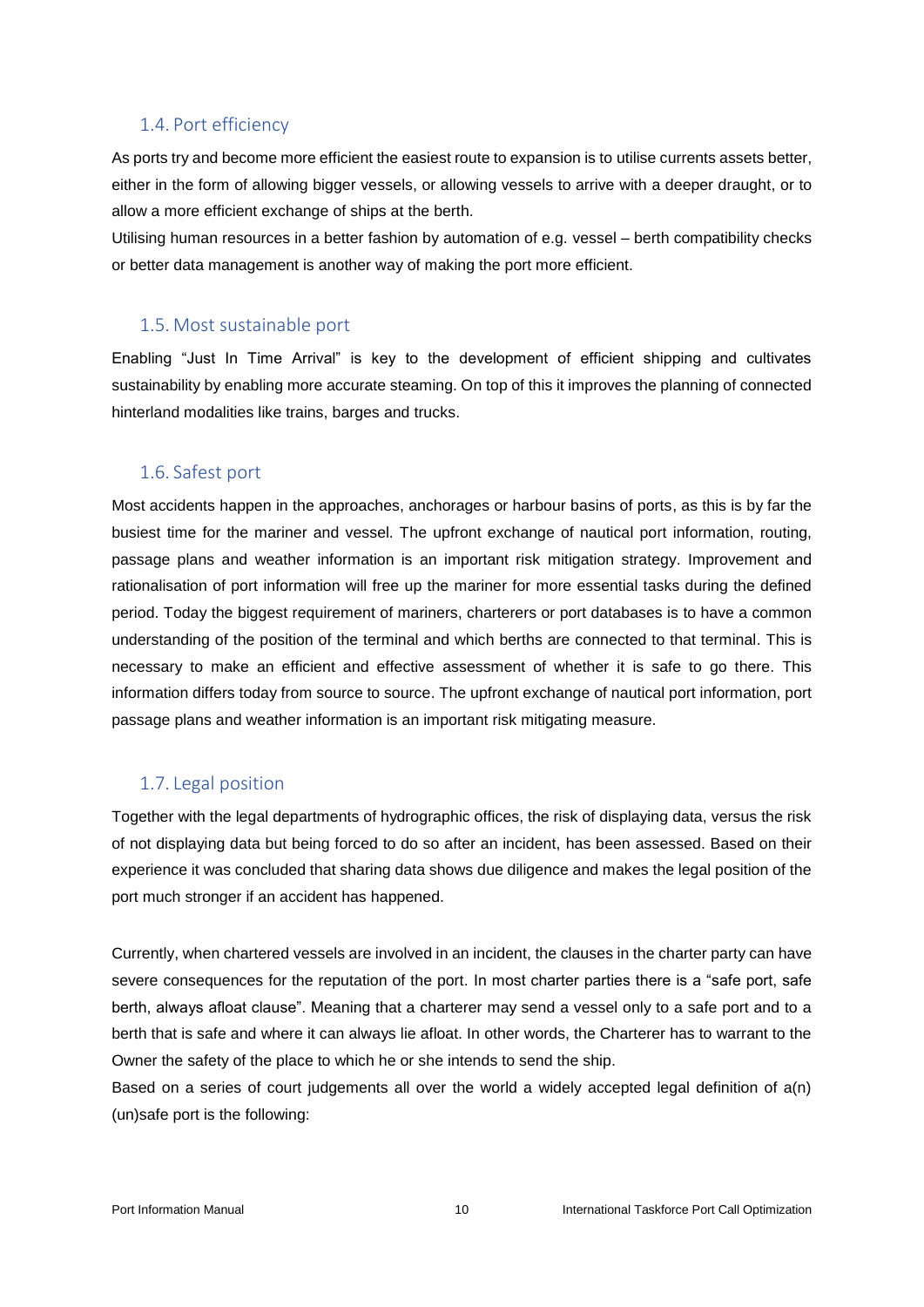## 1.4. Port efficiency

As ports try and become more efficient the easiest route to expansion is to utilise currents assets better, either in the form of allowing bigger vessels, or allowing vessels to arrive with a deeper draught, or to allow a more efficient exchange of ships at the berth.

Utilising human resources in a better fashion by automation of e.g. vessel – berth compatibility checks or better data management is another way of making the port more efficient.

## 1.5. Most sustainable port

Enabling "Just In Time Arrival" is key to the development of efficient shipping and cultivates sustainability by enabling more accurate steaming. On top of this it improves the planning of connected hinterland modalities like trains, barges and trucks.

## 1.6. Safest port

Most accidents happen in the approaches, anchorages or harbour basins of ports, as this is by far the busiest time for the mariner and vessel. The upfront exchange of nautical port information, routing, passage plans and weather information is an important risk mitigation strategy. Improvement and rationalisation of port information will free up the mariner for more essential tasks during the defined period. Today the biggest requirement of mariners, charterers or port databases is to have a common understanding of the position of the terminal and which berths are connected to that terminal. This is necessary to make an efficient and effective assessment of whether it is safe to go there. This information differs today from source to source. The upfront exchange of nautical port information, port passage plans and weather information is an important risk mitigating measure.

## 1.7. Legal position

Together with the legal departments of hydrographic offices, the risk of displaying data, versus the risk of not displaying data but being forced to do so after an incident, has been assessed. Based on their experience it was concluded that sharing data shows due diligence and makes the legal position of the port much stronger if an accident has happened.

Currently, when chartered vessels are involved in an incident, the clauses in the charter party can have severe consequences for the reputation of the port. In most charter parties there is a "safe port, safe berth, always afloat clause". Meaning that a charterer may send a vessel only to a safe port and to a berth that is safe and where it can always lie afloat. In other words, the Charterer has to warrant to the Owner the safety of the place to which he or she intends to send the ship.

Based on a series of court judgements all over the world a widely accepted legal definition of a(n) (un)safe port is the following: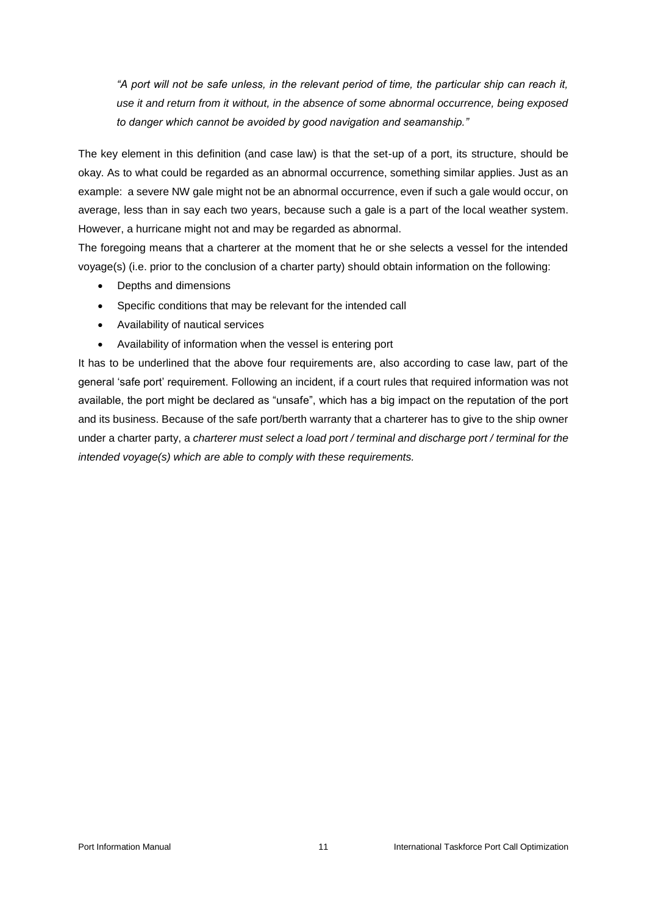*"A port will not be safe unless, in the relevant period of time, the particular ship can reach it, use it and return from it without, in the absence of some abnormal occurrence, being exposed to danger which cannot be avoided by good navigation and seamanship."*

The key element in this definition (and case law) is that the set-up of a port, its structure, should be okay. As to what could be regarded as an abnormal occurrence, something similar applies. Just as an example: a severe NW gale might not be an abnormal occurrence, even if such a gale would occur, on average, less than in say each two years, because such a gale is a part of the local weather system. However, a hurricane might not and may be regarded as abnormal.

The foregoing means that a charterer at the moment that he or she selects a vessel for the intended voyage(s) (i.e. prior to the conclusion of a charter party) should obtain information on the following:

- Depths and dimensions
- Specific conditions that may be relevant for the intended call
- Availability of nautical services
- Availability of information when the vessel is entering port

It has to be underlined that the above four requirements are, also according to case law, part of the general 'safe port' requirement. Following an incident, if a court rules that required information was not available, the port might be declared as "unsafe", which has a big impact on the reputation of the port and its business. Because of the safe port/berth warranty that a charterer has to give to the ship owner under a charter party, a *charterer must select a load port / terminal and discharge port / terminal for the intended voyage(s) which are able to comply with these requirements.*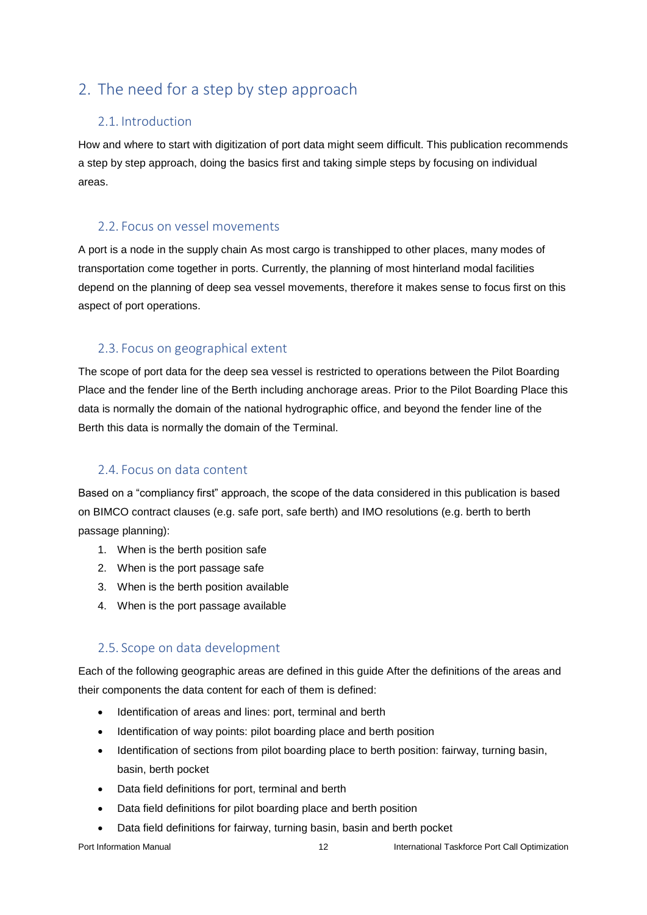# 2. The need for a step by step approach

## 2.1. Introduction

How and where to start with digitization of port data might seem difficult. This publication recommends a step by step approach, doing the basics first and taking simple steps by focusing on individual areas.

## 2.2. Focus on vessel movements

A port is a node in the supply chain As most cargo is transhipped to other places, many modes of transportation come together in ports. Currently, the planning of most hinterland modal facilities depend on the planning of deep sea vessel movements, therefore it makes sense to focus first on this aspect of port operations.

## 2.3. Focus on geographical extent

The scope of port data for the deep sea vessel is restricted to operations between the Pilot Boarding Place and the fender line of the Berth including anchorage areas. Prior to the Pilot Boarding Place this data is normally the domain of the national hydrographic office, and beyond the fender line of the Berth this data is normally the domain of the Terminal.

## 2.4. Focus on data content

Based on a "compliancy first" approach, the scope of the data considered in this publication is based on BIMCO contract clauses (e.g. safe port, safe berth) and IMO resolutions (e.g. berth to berth passage planning):

1. When is the berth position safe
2. When is the port passage safe
3. When is the berth position available
4. When is the port passage available

## 2.5. Scope on data development

Each of the following geographic areas are defined in this guide After the definitions of the areas and their components the data content for each of them is defined:

- Identification of areas and lines: port, terminal and berth
- Identification of way points: pilot boarding place and berth position
- Identification of sections from pilot boarding place to berth position: fairway, turning basin, basin, berth pocket
- Data field definitions for port, terminal and berth
- Data field definitions for pilot boarding place and berth position
- Data field definitions for fairway, turning basin, basin and berth pocket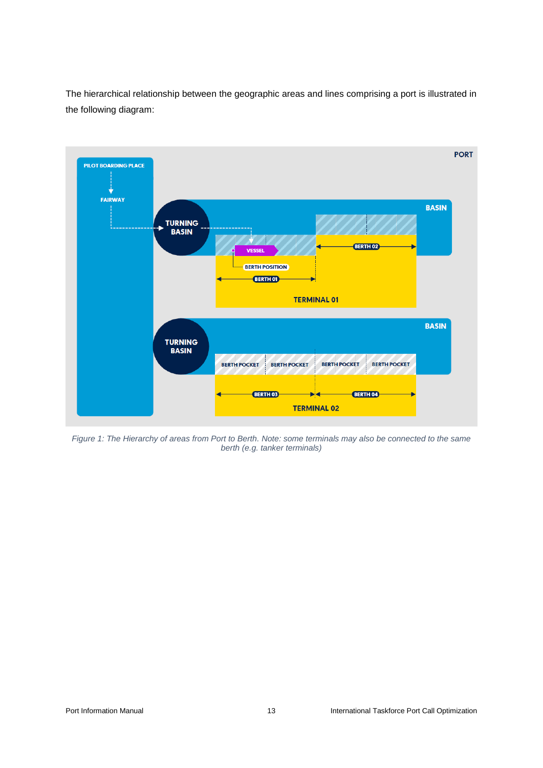The hierarchical relationship between the geographic areas and lines comprising a port is illustrated in the following diagram:

*Figure 1: The Hierarchy of areas from Port to Berth. Note: some terminals may also be connected to the same berth (e.g. tanker terminals)*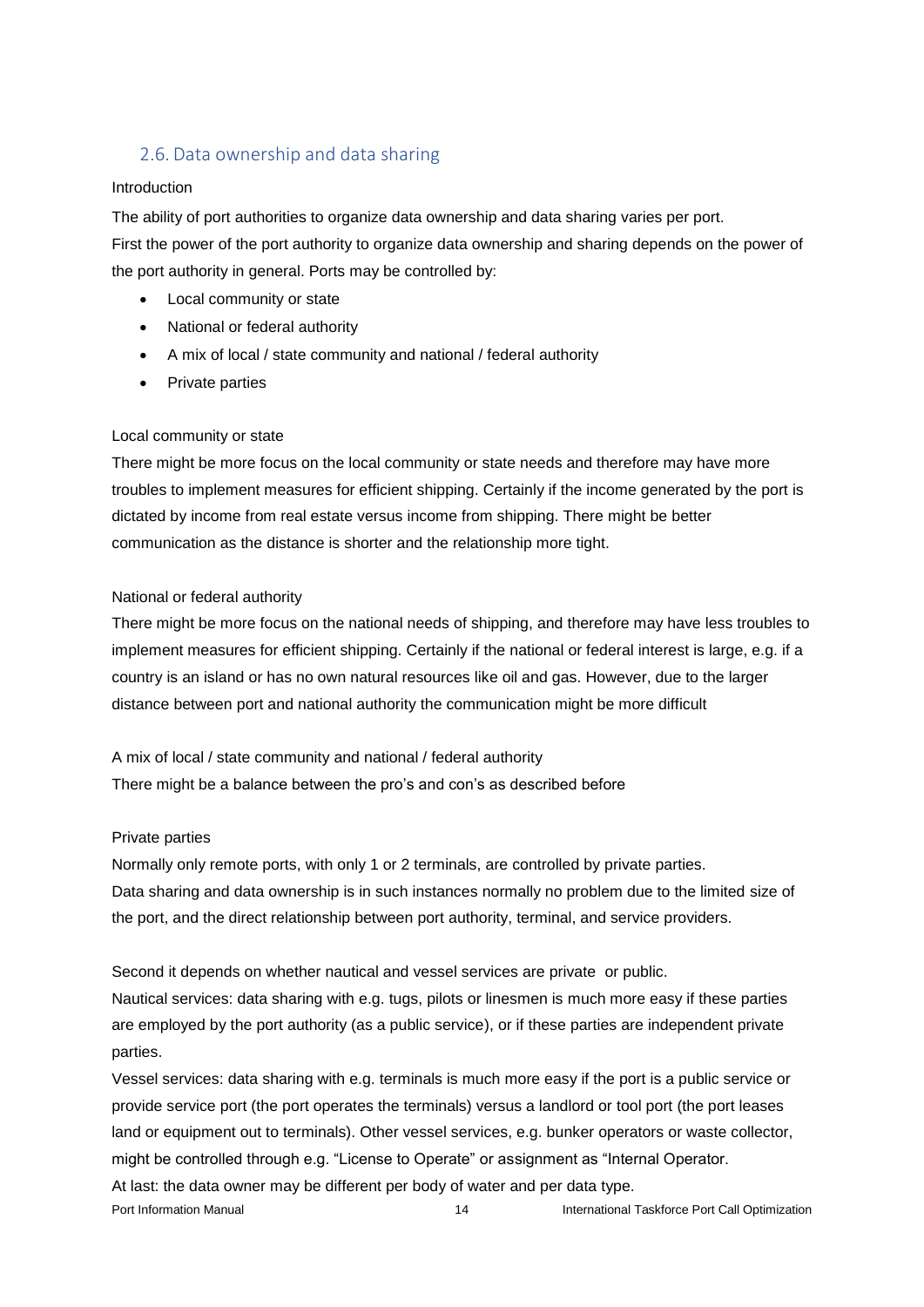## 2.6. Data ownership and data sharing

Introduction

The ability of port authorities to organize data ownership and data sharing varies per port.
First the power of the port authority to organize data ownership and sharing depends on the power of the port authority in general. Ports may be controlled by:

- Local community or state
- National or federal authority
- A mix of local / state community and national / federal authority
- Private parties

Local community or state

There might be more focus on the local community or state needs and therefore may have more troubles to implement measures for efficient shipping. Certainly if the income generated by the port is dictated by income from real estate versus income from shipping. There might be better communication as the distance is shorter and the relationship more tight.

National or federal authority

There might be more focus on the national needs of shipping, and therefore may have less troubles to implement measures for efficient shipping. Certainly if the national or federal interest is large, e.g. if a country is an island or has no own natural resources like oil and gas. However, due to the larger distance between port and national authority the communication might be more difficult

A mix of local / state community and national / federal authority

There might be a balance between the pro's and con's as described before

Private parties

Normally only remote ports, with only 1 or 2 terminals, are controlled by private parties.
Data sharing and data ownership is in such instances normally no problem due to the limited size of the port, and the direct relationship between port authority, terminal, and service providers.

Second it depends on whether nautical and vessel services are private or public.
Nautical services: data sharing with e.g. tugs, pilots or linesmen is much more easy if these parties are employed by the port authority (as a public service), or if these parties are independent private parties.
Vessel services: data sharing with e.g. terminals is much more easy if the port is a public service or provide service port (the port operates the terminals) versus a landlord or tool port (the port leases land or equipment out to terminals). Other vessel services, e.g. bunker operators or waste collector, might be controlled through e.g. "License to Operate" or assignment as "Internal Operator.
At last: the data owner may be different per body of water and per data type.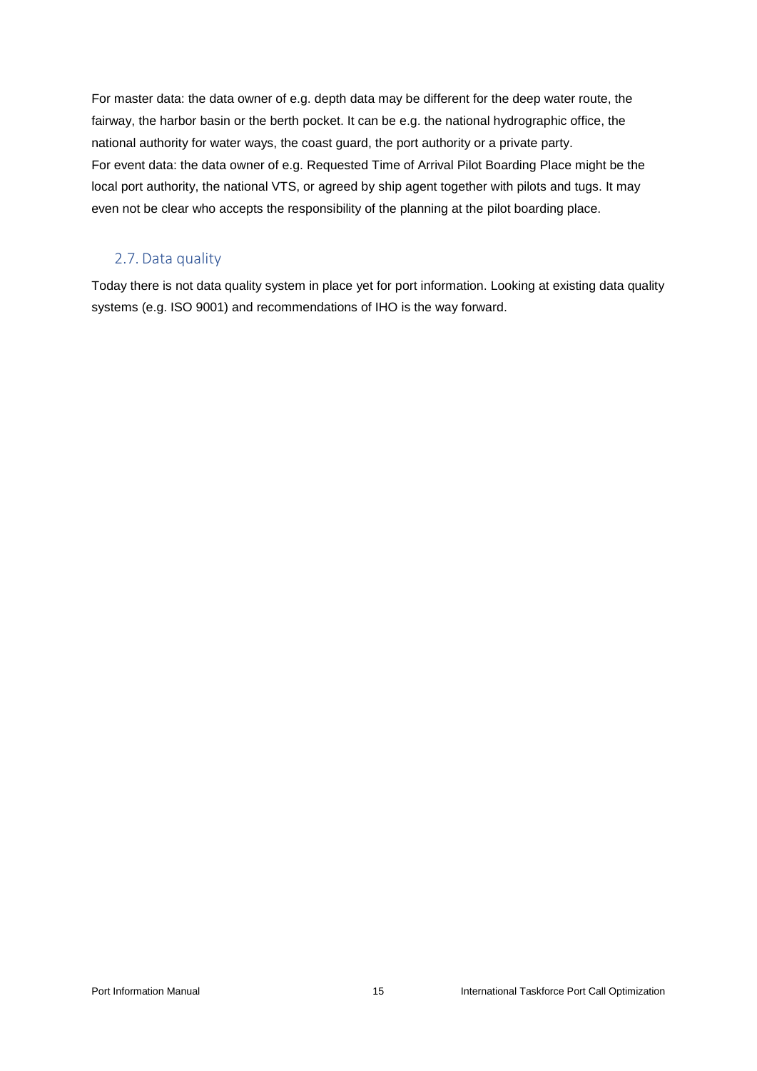For master data: the data owner of e.g. depth data may be different for the deep water route, the fairway, the harbor basin or the berth pocket. It can be e.g. the national hydrographic office, the national authority for water ways, the coast guard, the port authority or a private party.
For event data: the data owner of e.g. Requested Time of Arrival Pilot Boarding Place might be the local port authority, the national VTS, or agreed by ship agent together with pilots and tugs. It may even not be clear who accepts the responsibility of the planning at the pilot boarding place.

## 2.7. Data quality

Today there is not data quality system in place yet for port information. Looking at existing data quality systems (e.g. ISO 9001) and recommendations of IHO is the way forward.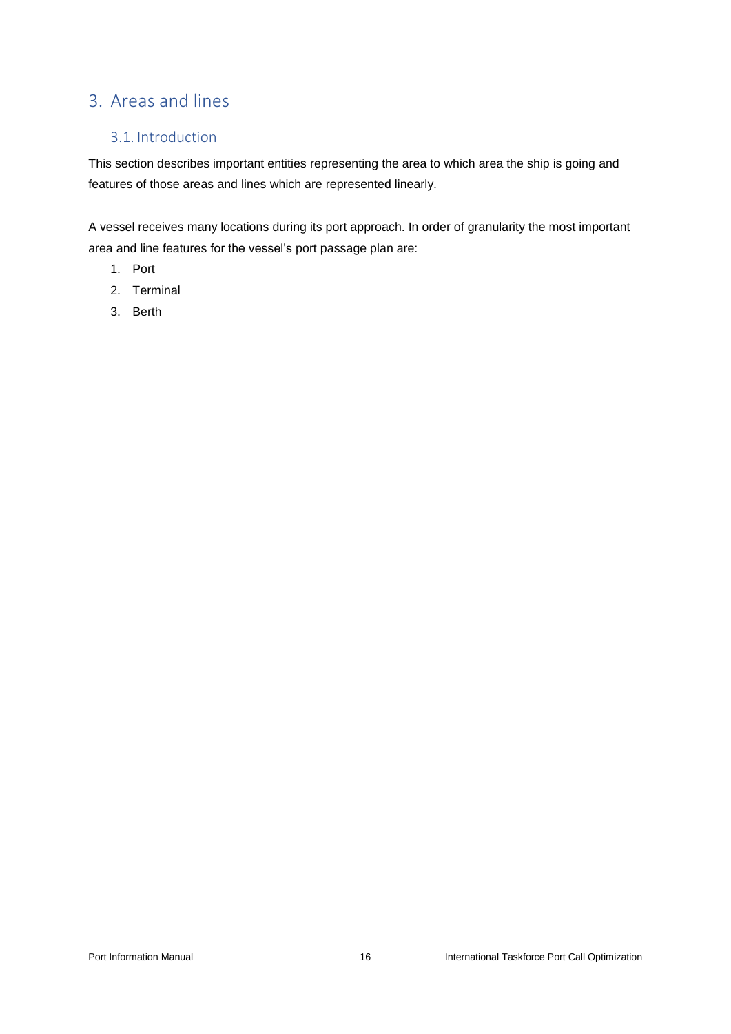# 3. Areas and lines

## 3.1. Introduction

This section describes important entities representing the area to which area the ship is going and features of those areas and lines which are represented linearly.

A vessel receives many locations during its port approach. In order of granularity the most important area and line features for the vessel's port passage plan are:

1. Port
2. Terminal
3. Berth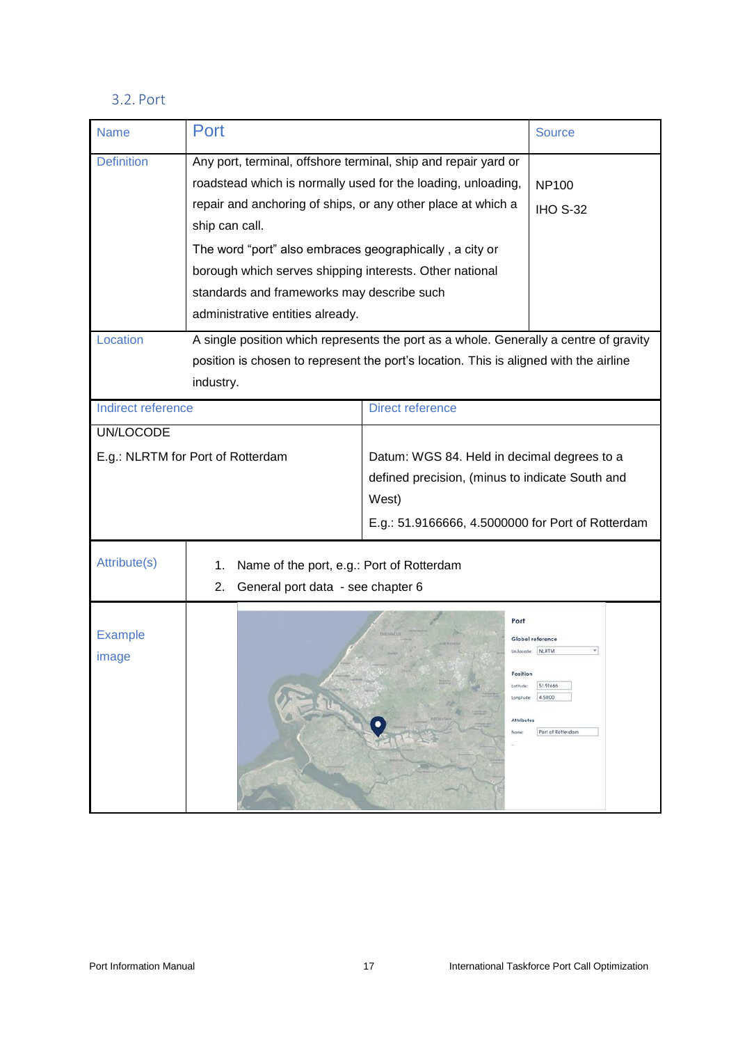### 3.2. Port

| Name | Port | | Source |
|---|---|---|---|
| Definition | Any port, terminal, offshore terminal, ship and repair yard or roadstead which is normally used for the loading, unloading, repair and anchoring of ships, or any other place at which a ship can call. The word "port" also embraces geographically , a city or borough which serves shipping interests. Other national standards and frameworks may describe such administrative entities already. | | NP100 IHO S-32 |
| Location | A single position which represents the port as a whole. Generally a centre of gravity position is chosen to represent the port's location. This is aligned with the airline industry. | | |
| Indirect reference | | Direct reference | |
| UN/LOCODE E.g.: NLRTM for Port of Rotterdam | | Datum: WGS 84. Held in decimal degrees to a defined precision, (minus to indicate South and West) E.g.: 51.9166666, 4.5000000 for Port of Rotterdam | |
| Attribute(s) | 1. Name of the port, e.g.: Port of Rotterdam 2. General port data - see chapter 6 | | |
| Example image | | | |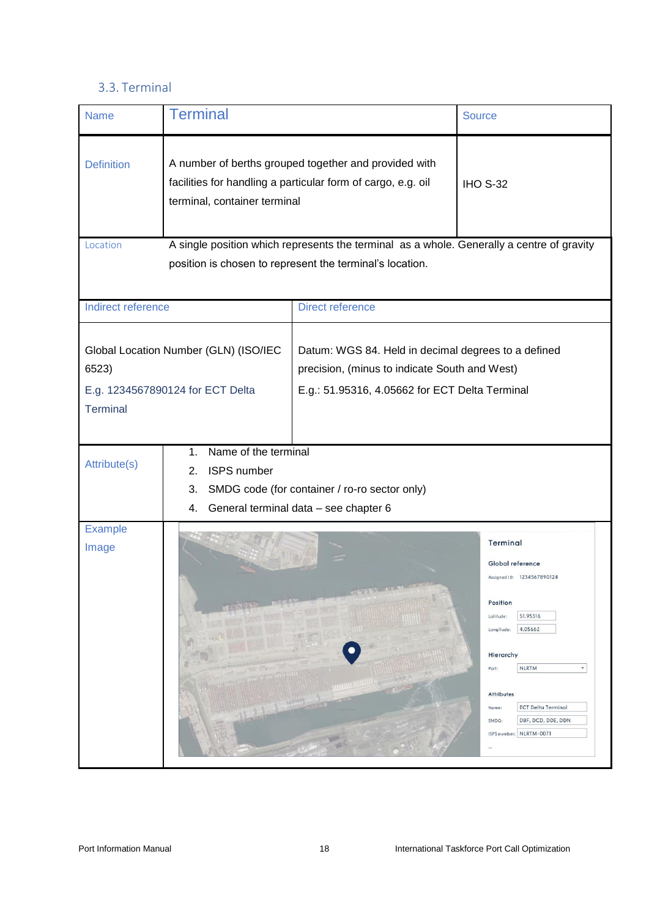## 3.3. Terminal

| Name | Terminal | | Source |
|---|---|---|---|
| Definition | A number of berths grouped together and provided with facilities for handling a particular form of cargo, e.g. oil terminal, container terminal | | IHO S-32 |
| Location | A single position which represents the terminal as a whole. Generally a centre of gravity position is chosen to represent the terminal's location. | | |
| Indirect reference | | Direct reference | |
| Global Location Number (GLN) (ISO/IEC 6523)<br>E.g. 1234567890124 for ECT Delta Terminal | | Datum: WGS 84. Held in decimal degrees to a defined precision, (minus to indicate South and West)<br>E.g.: 51.95316, 4.05662 for ECT Delta Terminal | |
| Attribute(s) | 1. Name of the terminal<br>2. ISPS number<br>3. SMDG code (for container / ro-ro sector only)<br>4. General terminal data – see chapter 6 | | |
| Example Image | | | |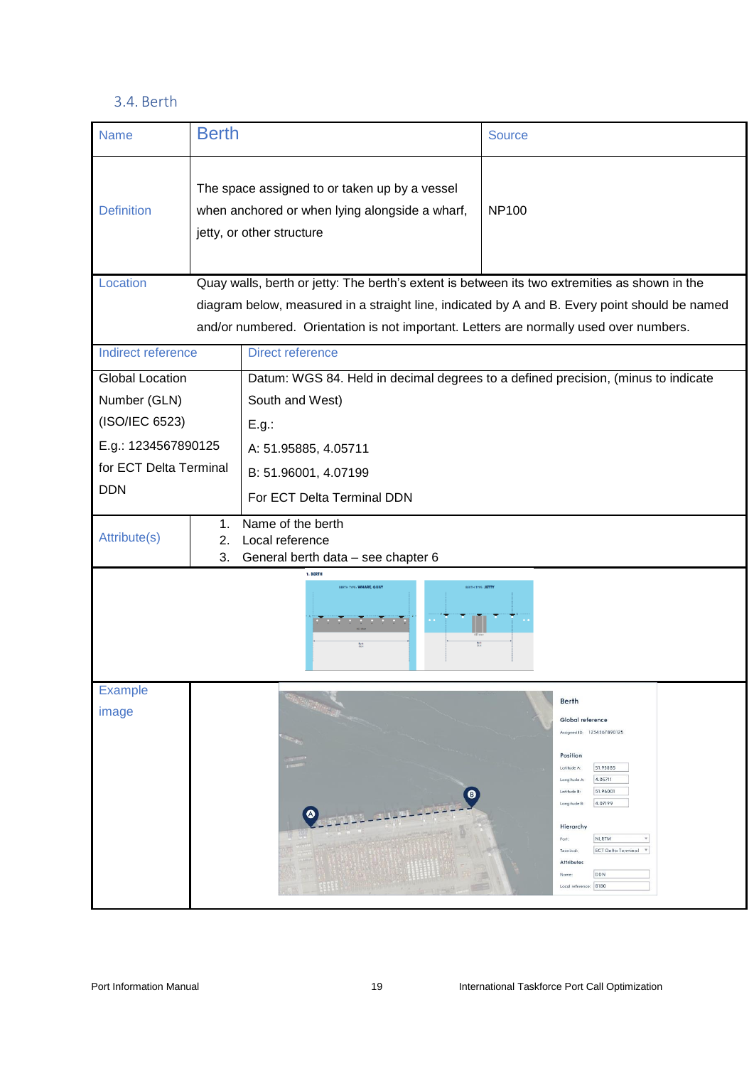### 3.4. Berth

| Name | Berth | Source |
|---|---|---|
| Definition | The space assigned to or taken up by a vessel when anchored or when lying alongside a wharf, jetty, or other structure | NP100 |
| Location | Quay walls, berth or jetty: The berth's extent is between its two extremities as shown in the diagram below, measured in a straight line, indicated by A and B. Every point should be named and/or numbered. Orientation is not important. Letters are normally used over numbers. | |
| Indirect reference | Direct reference | |
| Global Location Number (GLN) (ISO/IEC 6523)<br>E.g.: 1234567890125 for ECT Delta Terminal DDN | Datum: WGS 84. Held in decimal degrees to a defined precision, (minus to indicate South and West)<br>E.g.:<br>A: 51.95885, 4.05711<br>B: 51.96001, 4.07199<br>For ECT Delta Terminal DDN | |
| Attribute(s) | 1. Name of the berth<br>2. Local reference<br>3. General berth data – see chapter 6 | |
| Example image | | |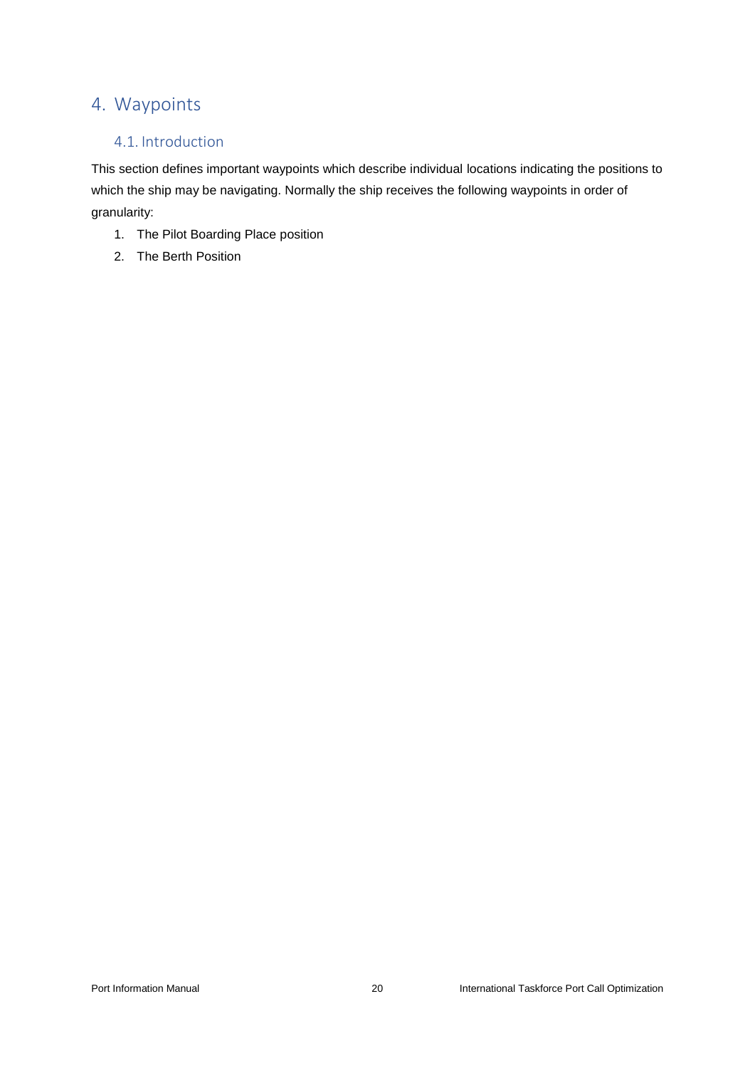# 4. Waypoints

## 4.1. Introduction

This section defines important waypoints which describe individual locations indicating the positions to which the ship may be navigating. Normally the ship receives the following waypoints in order of granularity:

1. The Pilot Boarding Place position
2. The Berth Position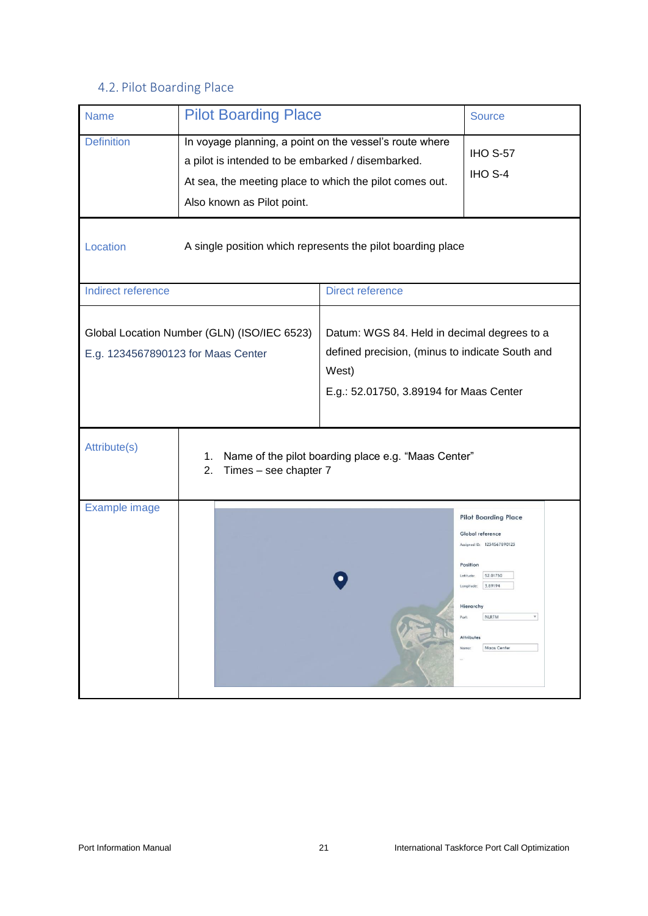## 4.2. Pilot Boarding Place

| Name | Pilot Boarding Place | Source |
|---|---|---|
| Definition | In voyage planning, a point on the vessel's route where a pilot is intended to be embarked / disembarked.<br>At sea, the meeting place to which the pilot comes out.<br>Also known as Pilot point. | IHO S-57<br>IHO S-4 |
| Location | A single position which represents the pilot boarding place | |
| Indirect reference | Direct reference | |
| Global Location Number (GLN) (ISO/IEC 6523)<br>E.g. 1234567890123 for Maas Center | Datum: WGS 84. Held in decimal degrees to a defined precision, (minus to indicate South and West)<br>E.g.: 52.01750, 3.89194 for Maas Center | |
| Attribute(s) | 1. Name of the pilot boarding place e.g. "Maas Center"<br>2. Times – see chapter 7 | |
| Example image | | |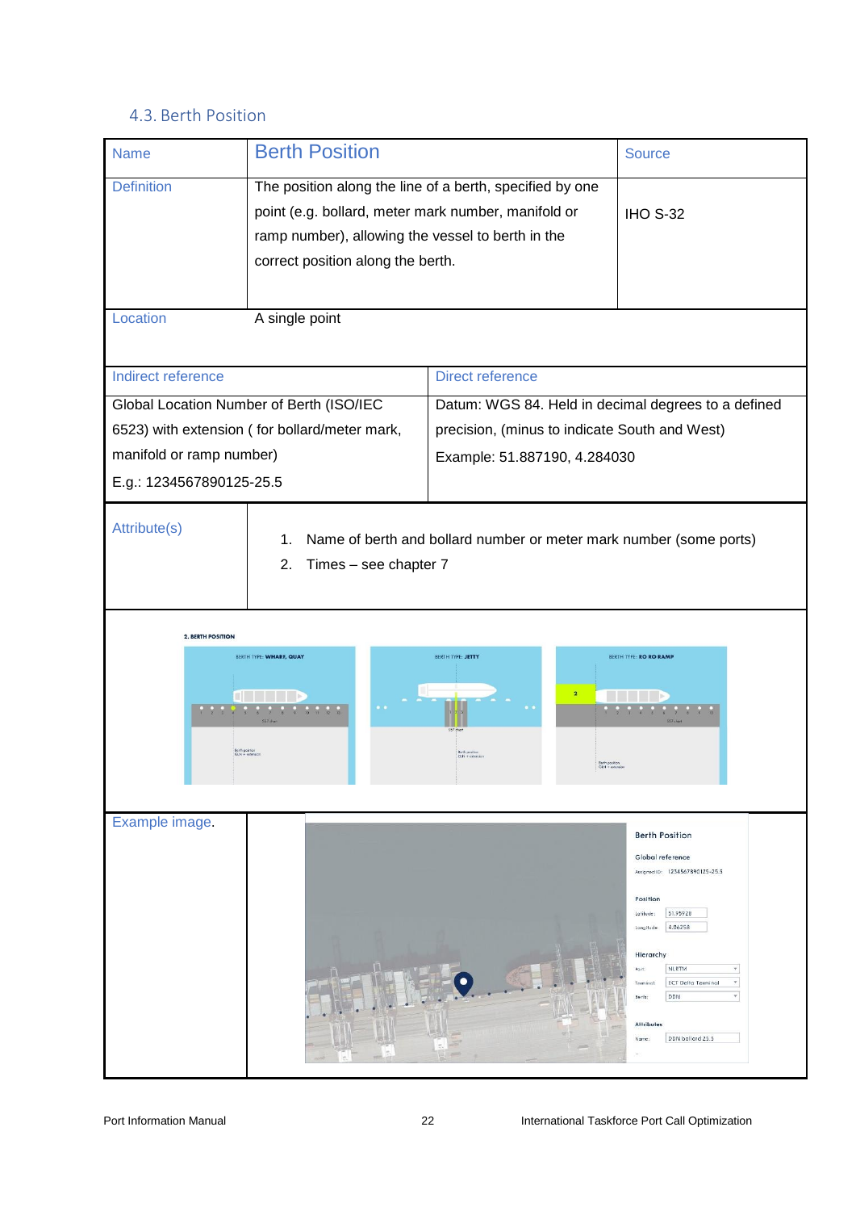## 4.3. Berth Position

| Name | Berth Position | Source |
|---|---|---|
| Definition | The position along the line of a berth, specified by one point (e.g. bollard, meter mark number, manifold or ramp number), allowing the vessel to berth in the correct position along the berth. | IHO S-32 |
| Location | A single point | |

| Indirect reference | Direct reference |
|---|---|
| Global Location Number of Berth (ISO/IEC 6523) with extension ( for bollard/meter mark, manifold or ramp number)<br>E.g.: 1234567890125-25.5 | Datum: WGS 84. Held in decimal degrees to a defined precision, (minus to indicate South and West)<br>Example: 51.887190, 4.284030 |

| Attribute(s) | 1. Name of berth and bollard number or meter mark number (some ports)<br>2. Times – see chapter 7 |
|---|---|
| Example image. | |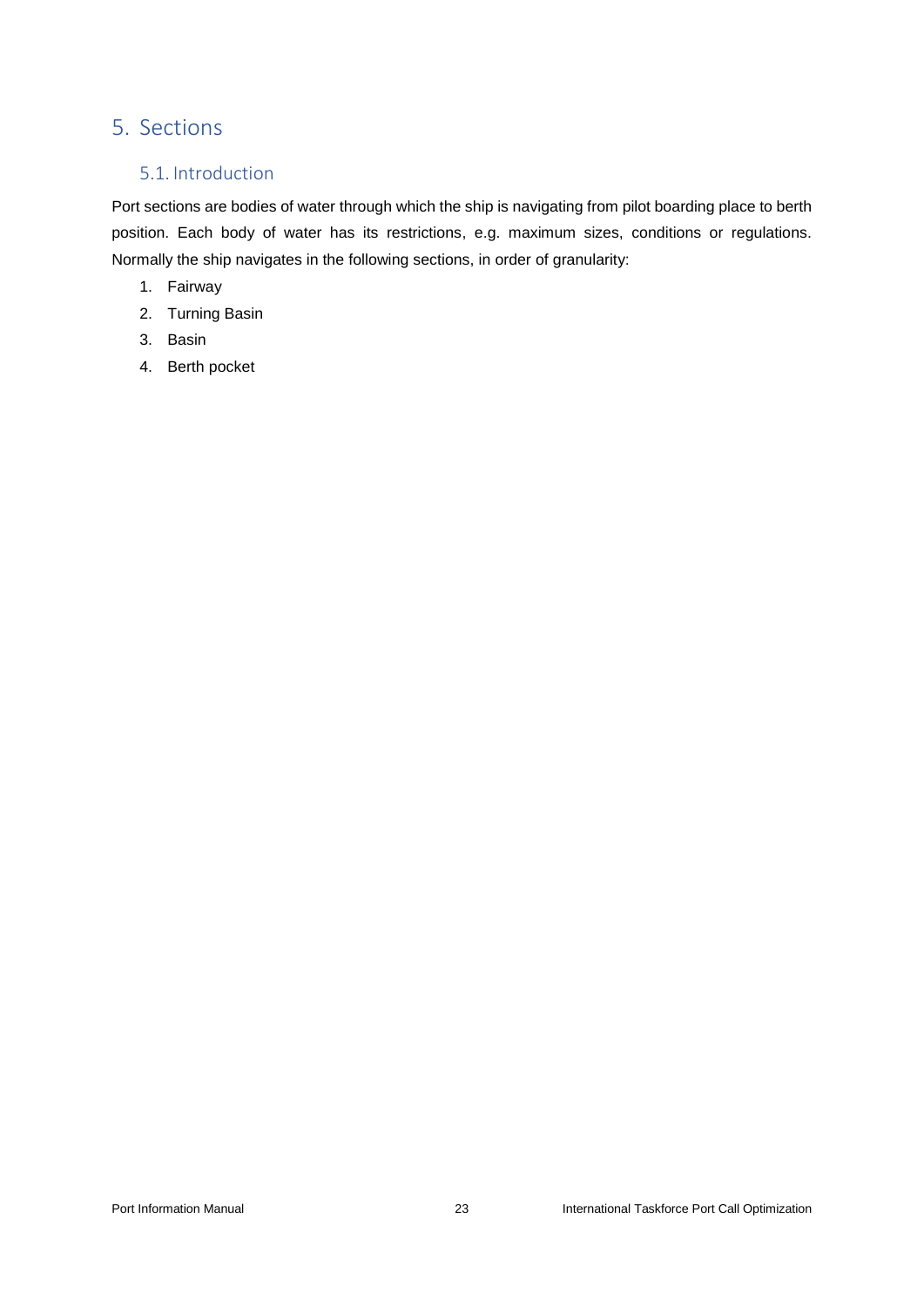# 5. Sections

## 5.1. Introduction

Port sections are bodies of water through which the ship is navigating from pilot boarding place to berth position. Each body of water has its restrictions, e.g. maximum sizes, conditions or regulations. Normally the ship navigates in the following sections, in order of granularity:

1. Fairway
2. Turning Basin
3. Basin
4. Berth pocket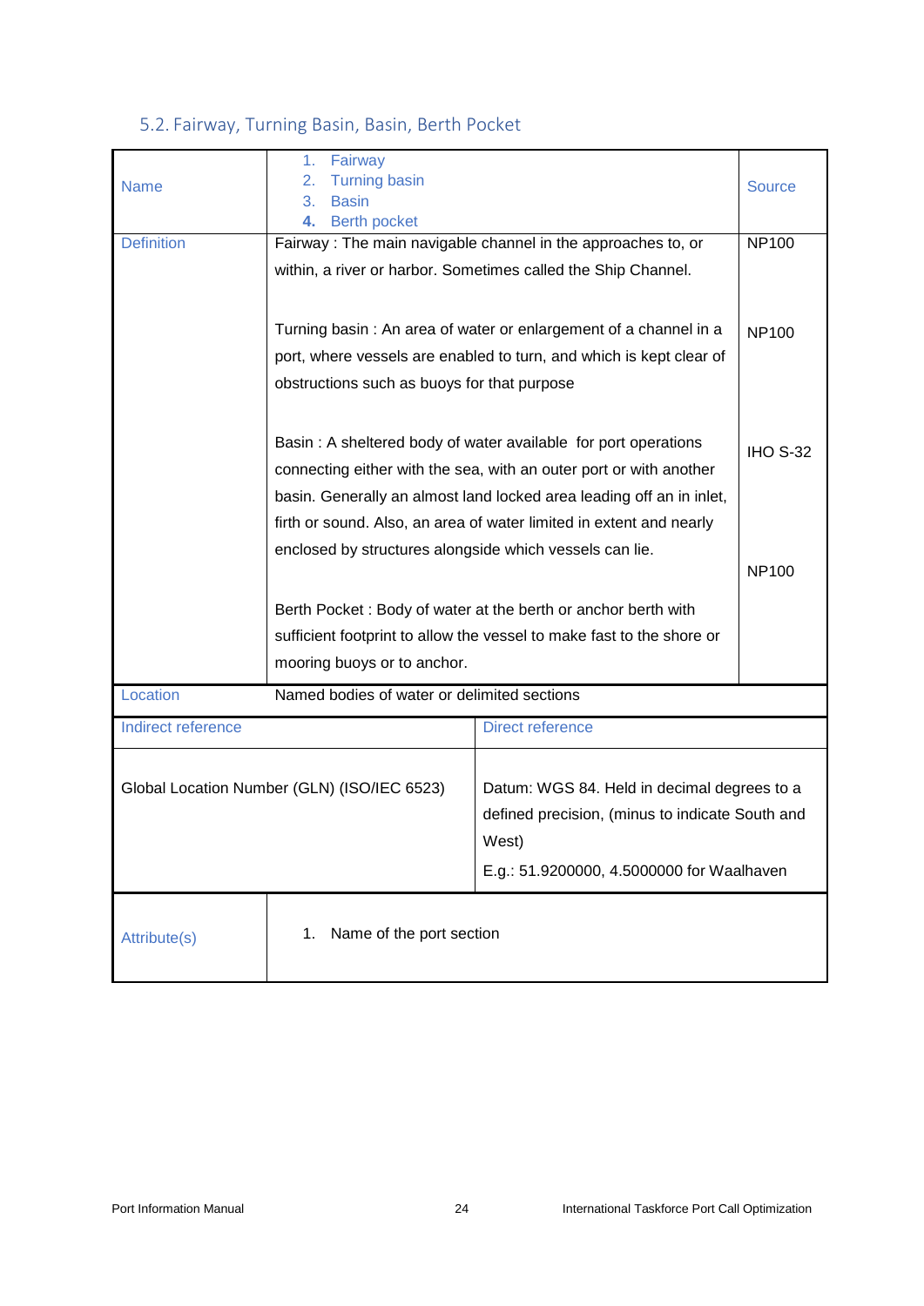## 5.2. Fairway, Turning Basin, Basin, Berth Pocket

| Name | 1. Fairway<br>2. Turning basin<br>3. Basin<br>4. Berth pocket | | Source |
|---|---|---|---|
| Definition | Fairway : The main navigable channel in the approaches to, or within, a river or harbor. Sometimes called the Ship Channel. | | NP100 |
| | Turning basin : An area of water or enlargement of a channel in a port, where vessels are enabled to turn, and which is kept clear of obstructions such as buoys for that purpose | | NP100 |
| | Basin : A sheltered body of water available for port operations connecting either with the sea, with an outer port or with another basin. Generally an almost land locked area leading off an in inlet, firth or sound. Also, an area of water limited in extent and nearly enclosed by structures alongside which vessels can lie. | | IHO S-32 |
| | Berth Pocket : Body of water at the berth or anchor berth with sufficient footprint to allow the vessel to make fast to the shore or mooring buoys or to anchor. | | NP100 |
| Location | Named bodies of water or delimited sections | | |
| Indirect reference | | Direct reference | |
| Global Location Number (GLN) (ISO/IEC 6523) | | Datum: WGS 84. Held in decimal degrees to a defined precision, (minus to indicate South and West)<br>E.g.: 51.9200000, 4.5000000 for Waalhaven | |
| Attribute(s) | 1. Name of the port section | | |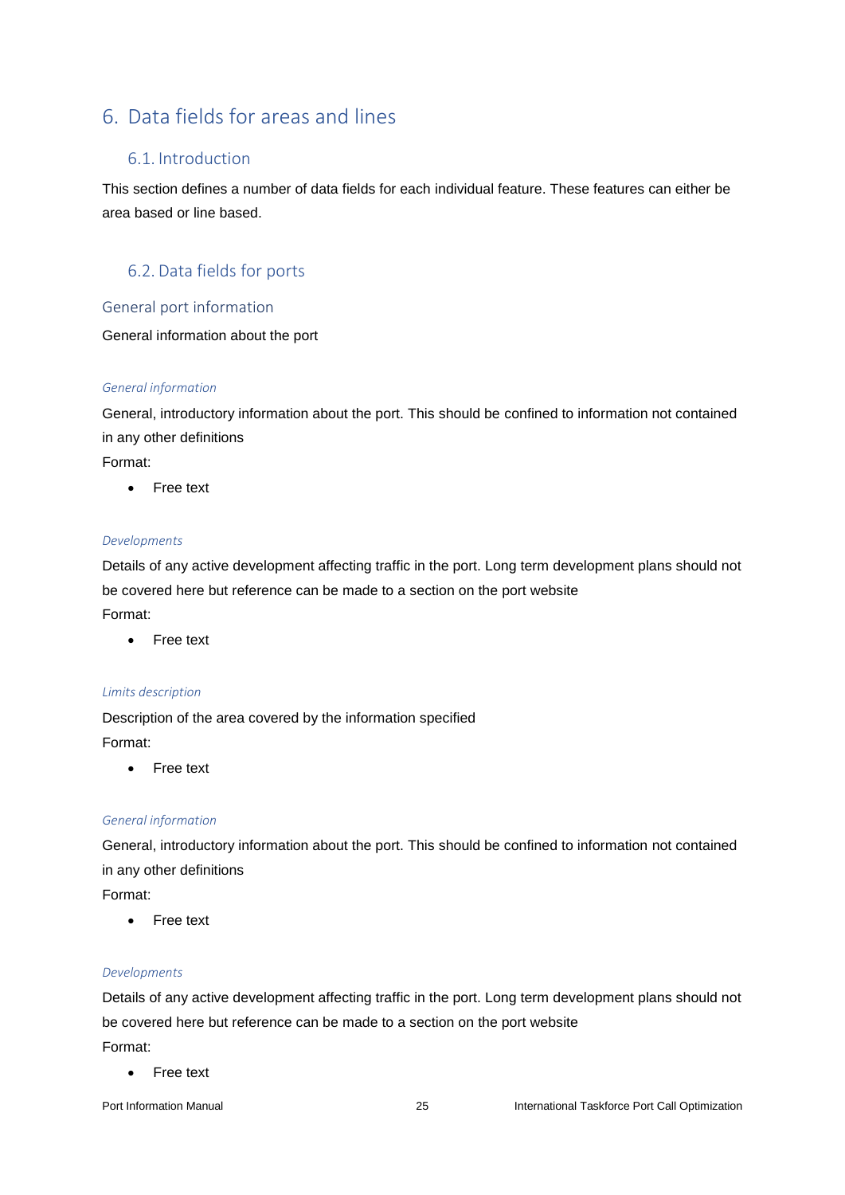# 6. Data fields for areas and lines

## 6.1. Introduction

This section defines a number of data fields for each individual feature. These features can either be area based or line based.

## 6.2. Data fields for ports

### General port information

General information about the port

#### *General information*

General, introductory information about the port. This should be confined to information not contained in any other definitions

Format:

- Free text

#### *Developments*

Details of any active development affecting traffic in the port. Long term development plans should not be covered here but reference can be made to a section on the port website

Format:

- Free text

#### *Limits description*

Description of the area covered by the information specified

Format:

- Free text

#### *General information*

General, introductory information about the port. This should be confined to information not contained in any other definitions

Format:

- Free text

#### *Developments*

Details of any active development affecting traffic in the port. Long term development plans should not be covered here but reference can be made to a section on the port website

Format:

- Free text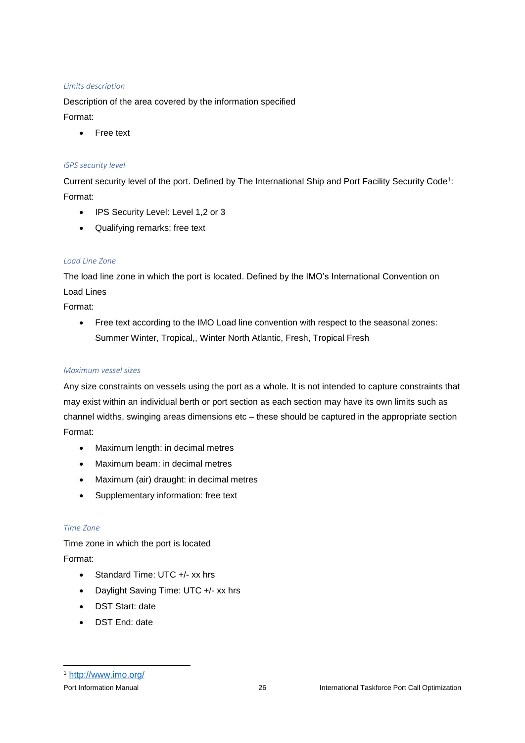*Limits description*

Description of the area covered by the information specified

Format:

- Free text

*ISPS security level*

Current security level of the port. Defined by The International Ship and Port Facility Security Code[1]:

Format:

- IPS Security Level: Level 1,2 or 3
- Qualifying remarks: free text

*Load Line Zone*

The load line zone in which the port is located. Defined by the IMO's International Convention on Load Lines

Format:

- Free text according to the IMO Load line convention with respect to the seasonal zones: Summer Winter, Tropical,, Winter North Atlantic, Fresh, Tropical Fresh

*Maximum vessel sizes*

Any size constraints on vessels using the port as a whole. It is not intended to capture constraints that may exist within an individual berth or port section as each section may have its own limits such as channel widths, swinging areas dimensions etc – these should be captured in the appropriate section

Format:

- Maximum length: in decimal metres
- Maximum beam: in decimal metres
- Maximum (air) draught: in decimal metres
- Supplementary information: free text

*Time Zone*

Time zone in which the port is located

Format:

- Standard Time: UTC +/- xx hrs
- Daylight Saving Time: UTC +/- xx hrs
- DST Start: date
- DST End: date

[1] http://www.imo.org/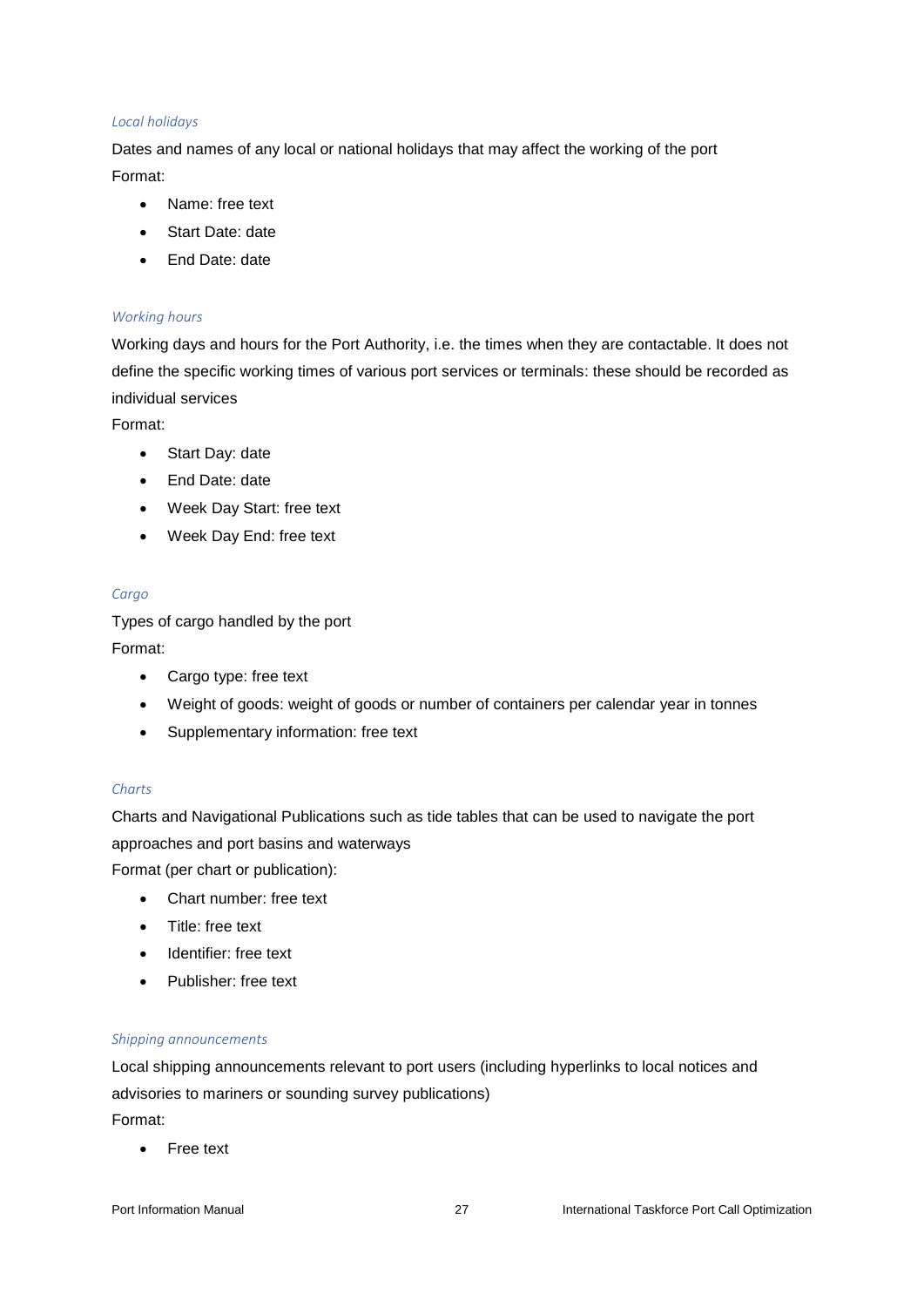*Local holidays*

Dates and names of any local or national holidays that may affect the working of the port

Format:

- Name: free text
- Start Date: date
- End Date: date

*Working hours*

Working days and hours for the Port Authority, i.e. the times when they are contactable. It does not define the specific working times of various port services or terminals: these should be recorded as individual services

Format:

- Start Day: date
- End Date: date
- Week Day Start: free text
- Week Day End: free text

*Cargo*

Types of cargo handled by the port

Format:

- Cargo type: free text
- Weight of goods: weight of goods or number of containers per calendar year in tonnes
- Supplementary information: free text

*Charts*

Charts and Navigational Publications such as tide tables that can be used to navigate the port approaches and port basins and waterways

Format (per chart or publication):

- Chart number: free text
- Title: free text
- Identifier: free text
- Publisher: free text

*Shipping announcements*

Local shipping announcements relevant to port users (including hyperlinks to local notices and advisories to mariners or sounding survey publications)

Format:

- Free text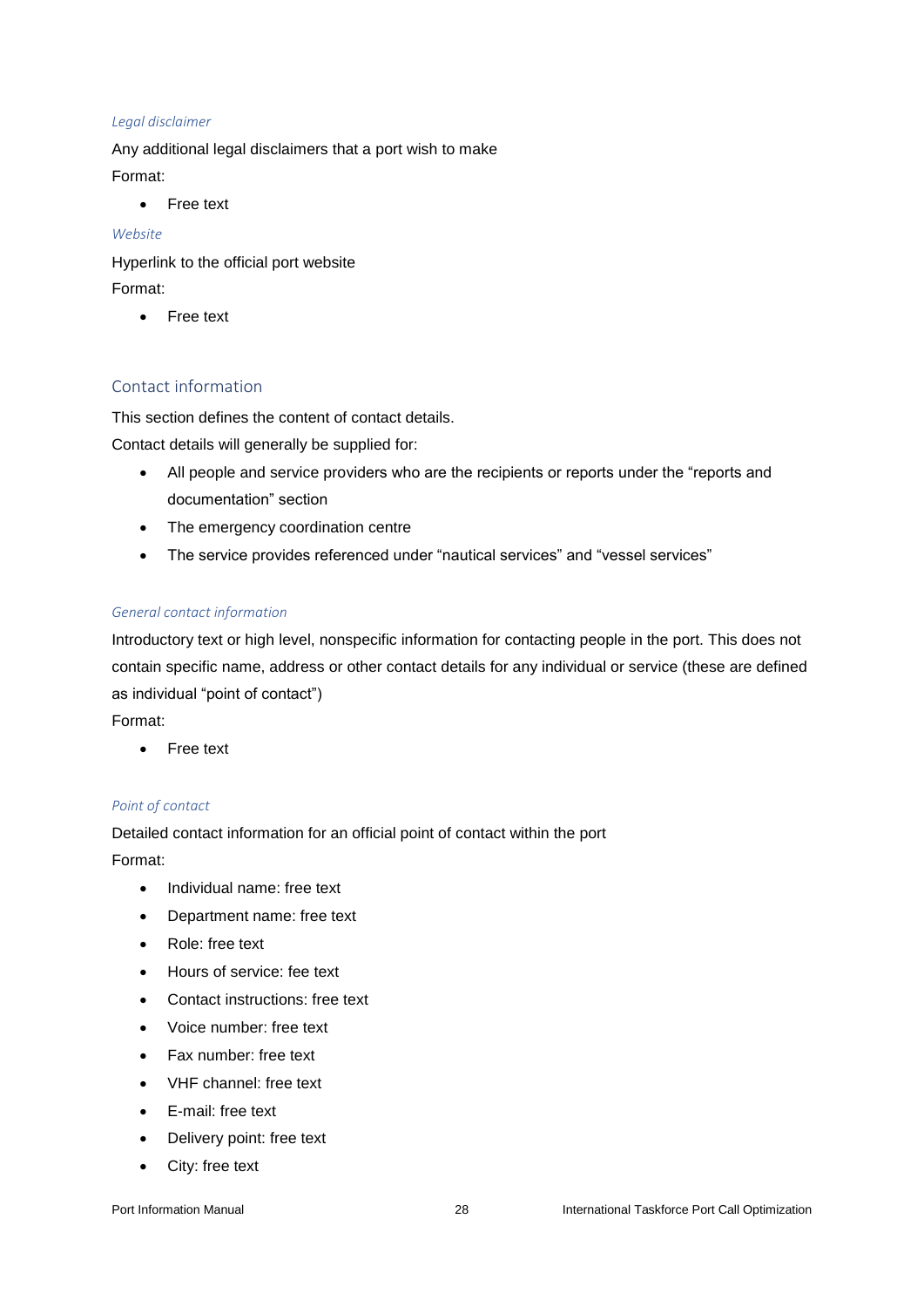#### *Legal disclaimer*

Any additional legal disclaimers that a port wish to make

Format:

- Free text

#### *Website*

Hyperlink to the official port website

Format:

- Free text

### Contact information

This section defines the content of contact details.

Contact details will generally be supplied for:

- All people and service providers who are the recipients or reports under the "reports and documentation" section
- The emergency coordination centre
- The service provides referenced under "nautical services" and "vessel services"

#### *General contact information*

Introductory text or high level, nonspecific information for contacting people in the port. This does not contain specific name, address or other contact details for any individual or service (these are defined as individual "point of contact")

Format:

- Free text

#### *Point of contact*

Detailed contact information for an official point of contact within the port

Format:

- Individual name: free text
- Department name: free text
- Role: free text
- Hours of service: fee text
- Contact instructions: free text
- Voice number: free text
- Fax number: free text
- VHF channel: free text
- E-mail: free text
- Delivery point: free text
- City: free text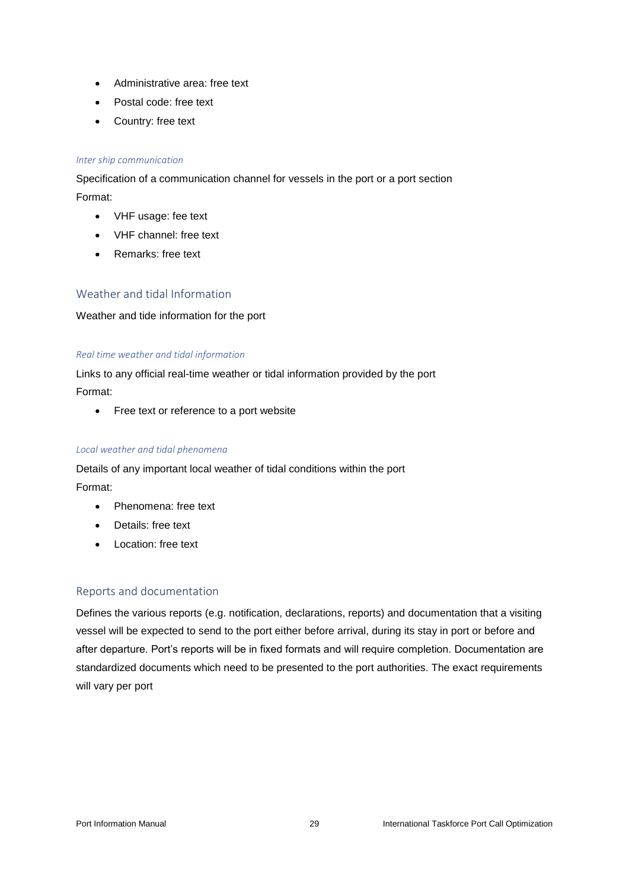- Administrative area: free text
- Postal code: free text
- Country: free text

#### *Inter ship communication*

Specification of a communication channel for vessels in the port or a port section

Format:

- VHF usage: fee text
- VHF channel: free text
- Remarks: free text

### Weather and tidal Information

Weather and tide information for the port

#### *Real time weather and tidal information*

Links to any official real-time weather or tidal information provided by the port

Format:

- Free text or reference to a port website

#### *Local weather and tidal phenomena*

Details of any important local weather of tidal conditions within the port

Format:

- Phenomena: free text
- Details: free text
- Location: free text

### Reports and documentation

Defines the various reports (e.g. notification, declarations, reports) and documentation that a visiting vessel will be expected to send to the port either before arrival, during its stay in port or before and after departure. Port's reports will be in fixed formats and will require completion. Documentation are standardized documents which need to be presented to the port authorities. The exact requirements will vary per port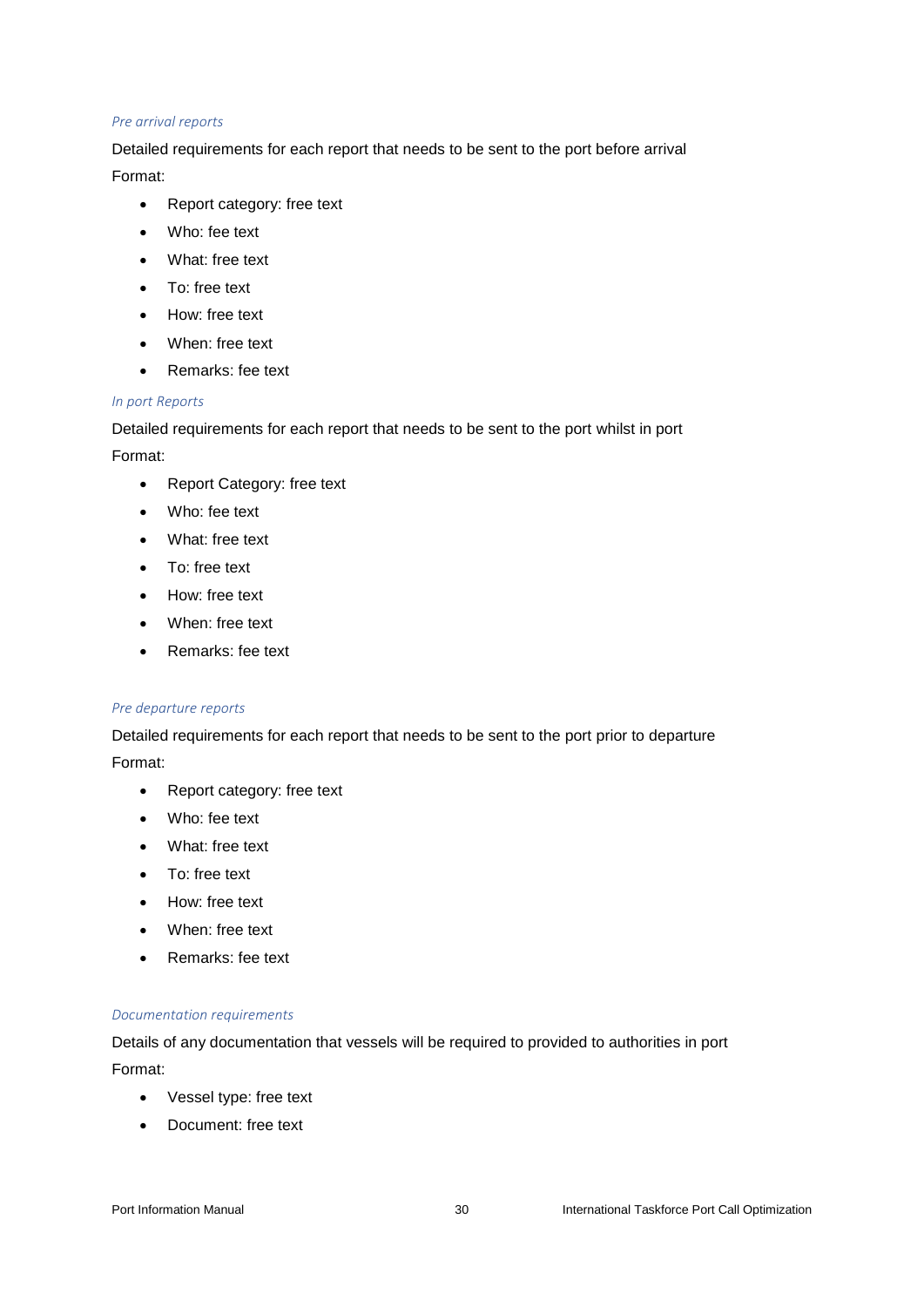#### *Pre arrival reports*

Detailed requirements for each report that needs to be sent to the port before arrival

Format:

- Report category: free text
- Who: fee text
- What: free text
- To: free text
- How: free text
- When: free text
- Remarks: fee text

#### *In port Reports*

Detailed requirements for each report that needs to be sent to the port whilst in port

Format:

- Report Category: free text
- Who: fee text
- What: free text
- To: free text
- How: free text
- When: free text
- Remarks: fee text

#### *Pre departure reports*

Detailed requirements for each report that needs to be sent to the port prior to departure

Format:

- Report category: free text
- Who: fee text
- What: free text
- To: free text
- How: free text
- When: free text
- Remarks: fee text

#### *Documentation requirements*

Details of any documentation that vessels will be required to provided to authorities in port

Format:

- Vessel type: free text
- Document: free text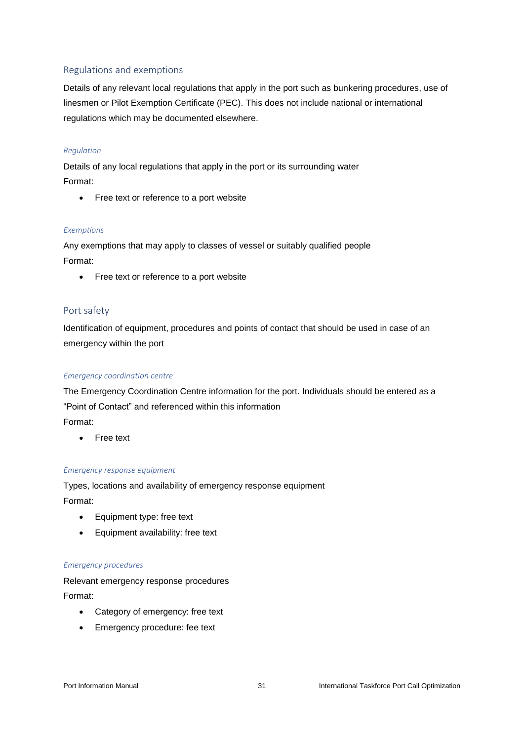## Regulations and exemptions

Details of any relevant local regulations that apply in the port such as bunkering procedures, use of linesmen or Pilot Exemption Certificate (PEC). This does not include national or international regulations which may be documented elsewhere.

### *Regulation*

Details of any local regulations that apply in the port or its surrounding water
Format:

- Free text or reference to a port website

### *Exemptions*

Any exemptions that may apply to classes of vessel or suitably qualified people
Format:

- Free text or reference to a port website

## Port safety

Identification of equipment, procedures and points of contact that should be used in case of an emergency within the port

### *Emergency coordination centre*

The Emergency Coordination Centre information for the port. Individuals should be entered as a "Point of Contact" and referenced within this information
Format:

- Free text

### *Emergency response equipment*

Types, locations and availability of emergency response equipment
Format:

- Equipment type: free text
- Equipment availability: free text

### *Emergency procedures*

Relevant emergency response procedures
Format:

- Category of emergency: free text
- Emergency procedure: fee text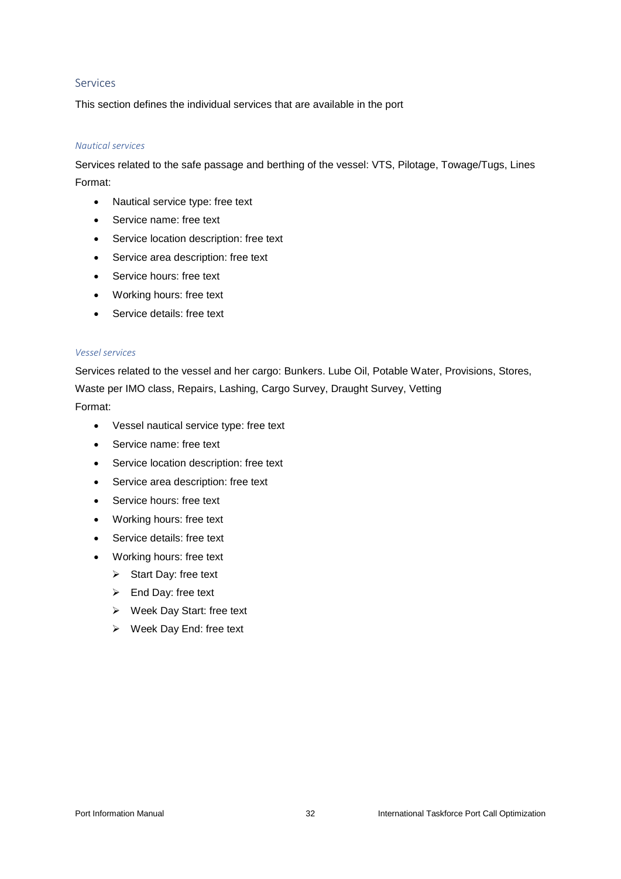## Services

This section defines the individual services that are available in the port

### *Nautical services*

Services related to the safe passage and berthing of the vessel: VTS, Pilotage, Towage/Tugs, Lines
Format:

- Nautical service type: free text
- Service name: free text
- Service location description: free text
- Service area description: free text
- Service hours: free text
- Working hours: free text
- Service details: free text

### *Vessel services*

Services related to the vessel and her cargo: Bunkers. Lube Oil, Potable Water, Provisions, Stores, Waste per IMO class, Repairs, Lashing, Cargo Survey, Draught Survey, Vetting
Format:

- Vessel nautical service type: free text
- Service name: free text
- Service location description: free text
- Service area description: free text
- Service hours: free text
- Working hours: free text
- Service details: free text
- Working hours: free text
  - Start Day: free text
  - End Day: free text
  - Week Day Start: free text
  - Week Day End: free text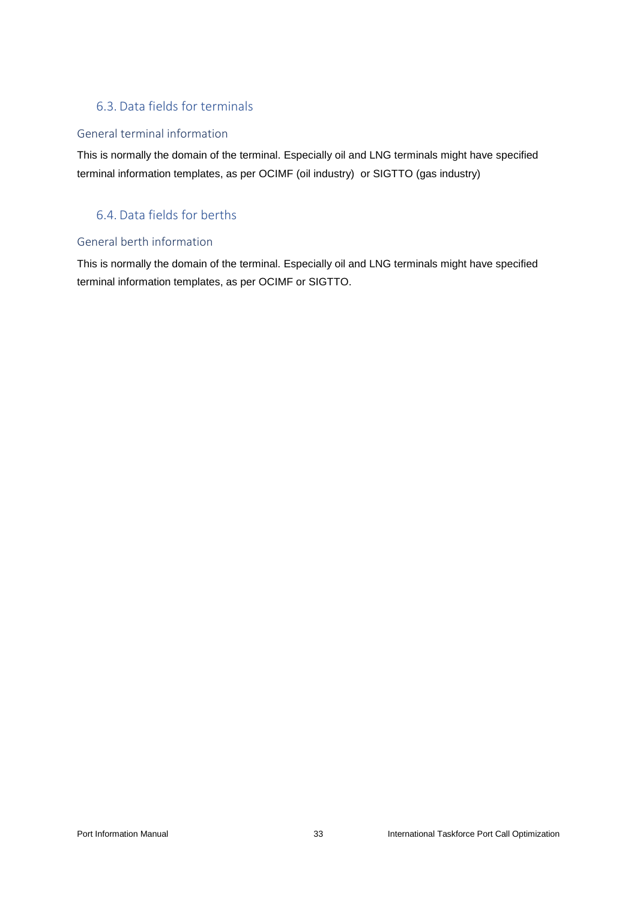## 6.3. Data fields for terminals

### General terminal information

This is normally the domain of the terminal. Especially oil and LNG terminals might have specified terminal information templates, as per OCIMF (oil industry) or SIGTTO (gas industry)

## 6.4. Data fields for berths

### General berth information

This is normally the domain of the terminal. Especially oil and LNG terminals might have specified terminal information templates, as per OCIMF or SIGTTO.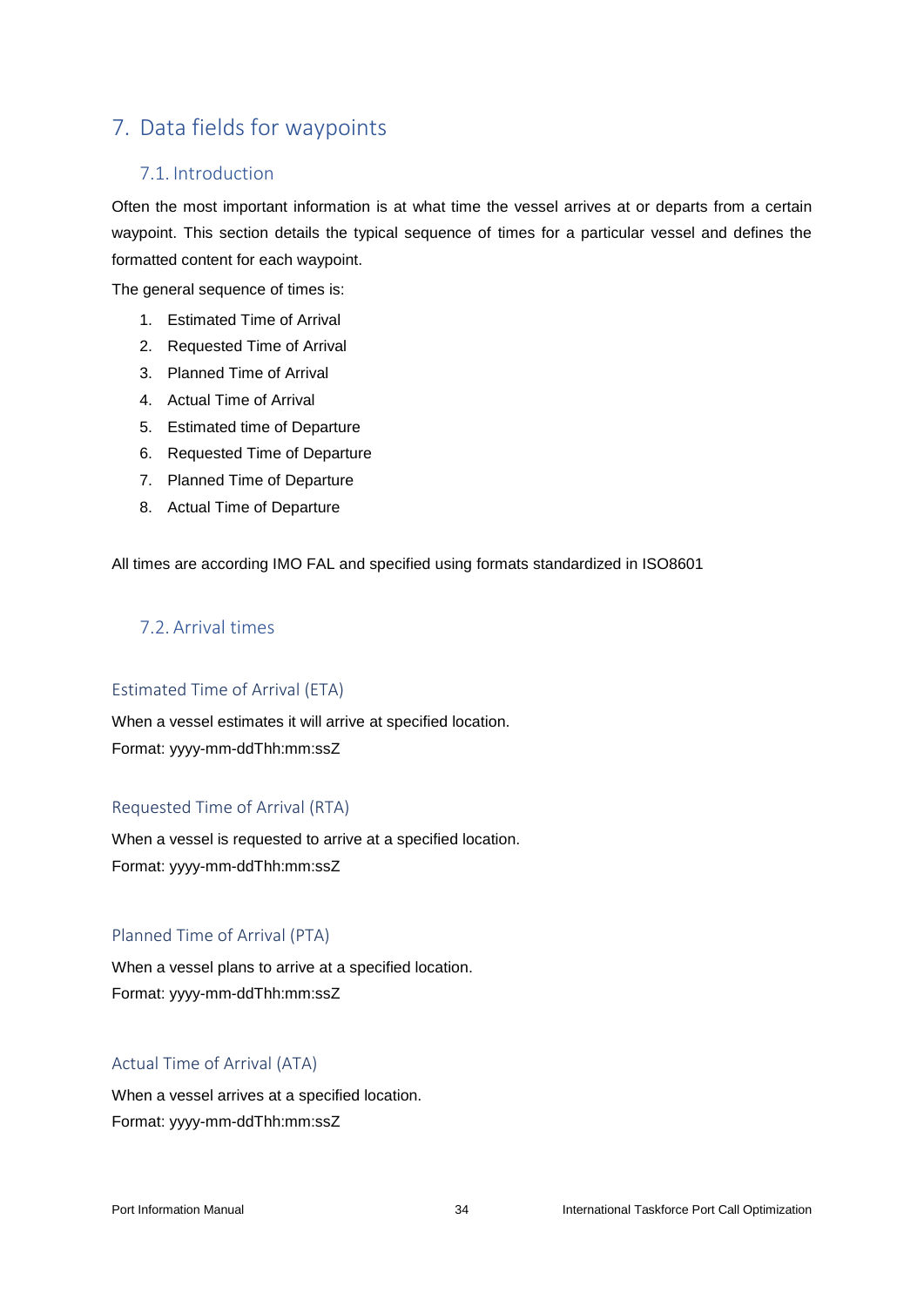# 7. Data fields for waypoints

## 7.1. Introduction

Often the most important information is at what time the vessel arrives at or departs from a certain waypoint. This section details the typical sequence of times for a particular vessel and defines the formatted content for each waypoint.

The general sequence of times is:

1. Estimated Time of Arrival
2. Requested Time of Arrival
3. Planned Time of Arrival
4. Actual Time of Arrival
5. Estimated time of Departure
6. Requested Time of Departure
7. Planned Time of Departure
8. Actual Time of Departure

All times are according IMO FAL and specified using formats standardized in ISO8601

## 7.2. Arrival times

### Estimated Time of Arrival (ETA)

When a vessel estimates it will arrive at specified location.
Format: yyyy-mm-ddThh:mm:ssZ

### Requested Time of Arrival (RTA)

When a vessel is requested to arrive at a specified location.
Format: yyyy-mm-ddThh:mm:ssZ

### Planned Time of Arrival (PTA)

When a vessel plans to arrive at a specified location.
Format: yyyy-mm-ddThh:mm:ssZ

### Actual Time of Arrival (ATA)

When a vessel arrives at a specified location.
Format: yyyy-mm-ddThh:mm:ssZ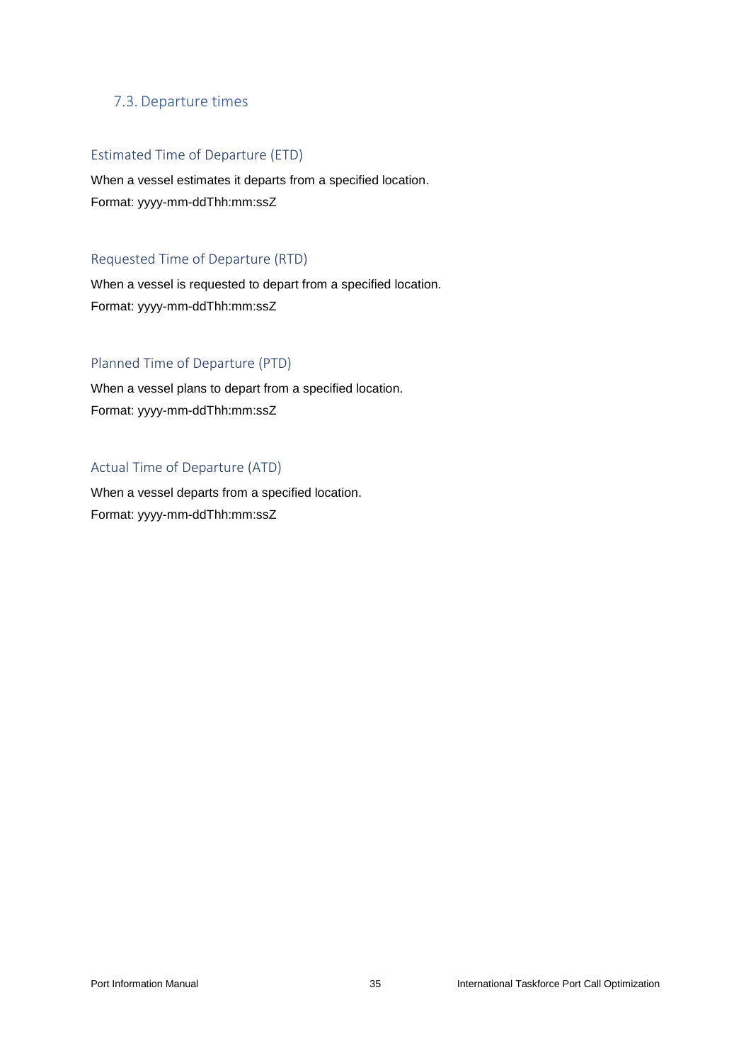## 7.3. Departure times

### Estimated Time of Departure (ETD)

When a vessel estimates it departs from a specified location.

Format: yyyy-mm-ddThh:mm:ssZ

### Requested Time of Departure (RTD)

When a vessel is requested to depart from a specified location.

Format: yyyy-mm-ddThh:mm:ssZ

### Planned Time of Departure (PTD)

When a vessel plans to depart from a specified location.

Format: yyyy-mm-ddThh:mm:ssZ

### Actual Time of Departure (ATD)

When a vessel departs from a specified location.

Format: yyyy-mm-ddThh:mm:ssZ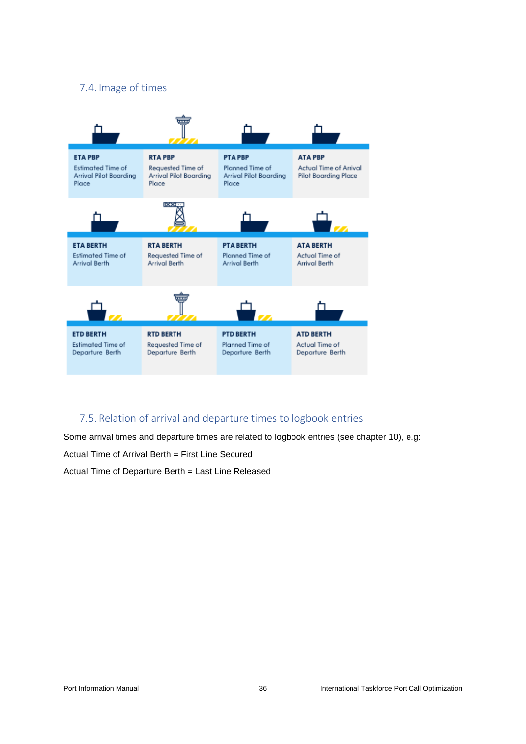## 7.4. Image of times

| ETA PBP | RTA PBP | PTA PBP | ATA PBP |
|---|---|---|---|
| Estimated Time of Arrival Pilot Boarding Place | Requested Time of Arrival Pilot Boarding Place | Planned Time of Arrival Pilot Boarding Place | Actual Time of Arrival Pilot Boarding Place |

| ETA BERTH | RTA BERTH | PTA BERTH | ATA BERTH |
|---|---|---|---|
| Estimated Time of Arrival Berth | Requested Time of Arrival Berth | Planned Time of Arrival Berth | Actual Time of Arrival Berth |

| ETD BERTH | RTD BERTH | PTD BERTH | ATD BERTH |
|---|---|---|---|
| Estimated Time of Departure Berth | Requested Time of Departure Berth | Planned Time of Departure Berth | Actual Time of Departure Berth |

## 7.5. Relation of arrival and departure times to logbook entries

Some arrival times and departure times are related to logbook entries (see chapter 10), e.g:

Actual Time of Arrival Berth = First Line Secured

Actual Time of Departure Berth = Last Line Released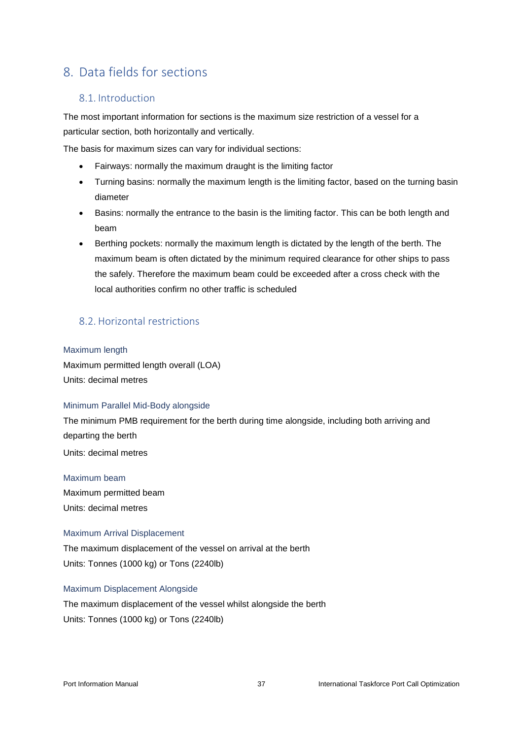# 8. Data fields for sections

## 8.1. Introduction

The most important information for sections is the maximum size restriction of a vessel for a particular section, both horizontally and vertically.

The basis for maximum sizes can vary for individual sections:

- Fairways: normally the maximum draught is the limiting factor
- Turning basins: normally the maximum length is the limiting factor, based on the turning basin diameter
- Basins: normally the entrance to the basin is the limiting factor. This can be both length and beam
- Berthing pockets: normally the maximum length is dictated by the length of the berth. The maximum beam is often dictated by the minimum required clearance for other ships to pass the safely. Therefore the maximum beam could be exceeded after a cross check with the local authorities confirm no other traffic is scheduled

## 8.2. Horizontal restrictions

### Maximum length

Maximum permitted length overall (LOA)

Units: decimal metres

### Minimum Parallel Mid-Body alongside

The minimum PMB requirement for the berth during time alongside, including both arriving and departing the berth

Units: decimal metres

### Maximum beam

Maximum permitted beam

Units: decimal metres

### Maximum Arrival Displacement

The maximum displacement of the vessel on arrival at the berth

Units: Tonnes (1000 kg) or Tons (2240lb)

### Maximum Displacement Alongside

The maximum displacement of the vessel whilst alongside the berth

Units: Tonnes (1000 kg) or Tons (2240lb)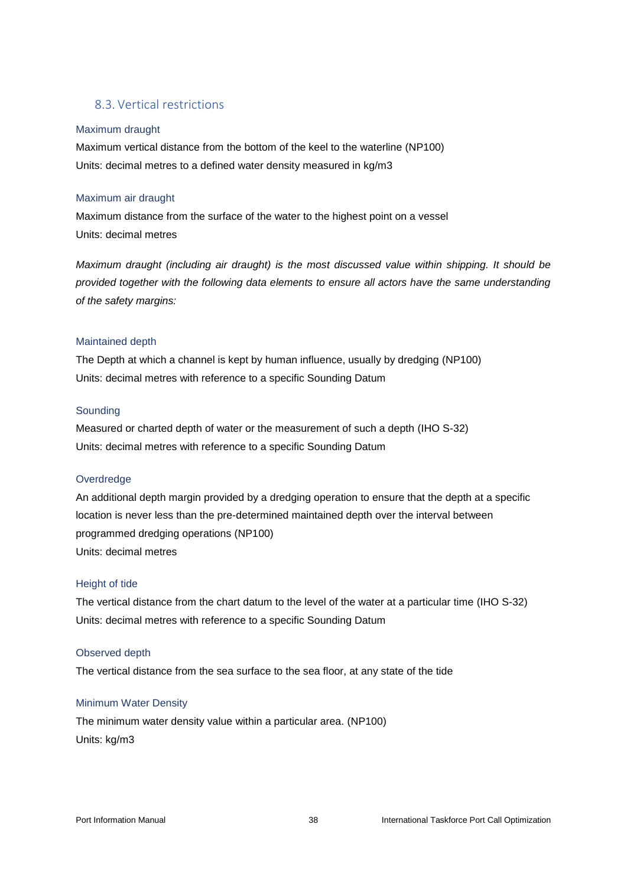## 8.3. Vertical restrictions

### Maximum draught

Maximum vertical distance from the bottom of the keel to the waterline (NP100)
Units: decimal metres to a defined water density measured in kg/m3

### Maximum air draught

Maximum distance from the surface of the water to the highest point on a vessel
Units: decimal metres

*Maximum draught (including air draught) is the most discussed value within shipping. It should be provided together with the following data elements to ensure all actors have the same understanding of the safety margins:*

### Maintained depth

The Depth at which a channel is kept by human influence, usually by dredging (NP100)
Units: decimal metres with reference to a specific Sounding Datum

### Sounding

Measured or charted depth of water or the measurement of such a depth (IHO S-32)
Units: decimal metres with reference to a specific Sounding Datum

### Overdredge

An additional depth margin provided by a dredging operation to ensure that the depth at a specific location is never less than the pre-determined maintained depth over the interval between programmed dredging operations (NP100)
Units: decimal metres

### Height of tide

The vertical distance from the chart datum to the level of the water at a particular time (IHO S-32)
Units: decimal metres with reference to a specific Sounding Datum

### Observed depth

The vertical distance from the sea surface to the sea floor, at any state of the tide

### Minimum Water Density

The minimum water density value within a particular area. (NP100)
Units: kg/m3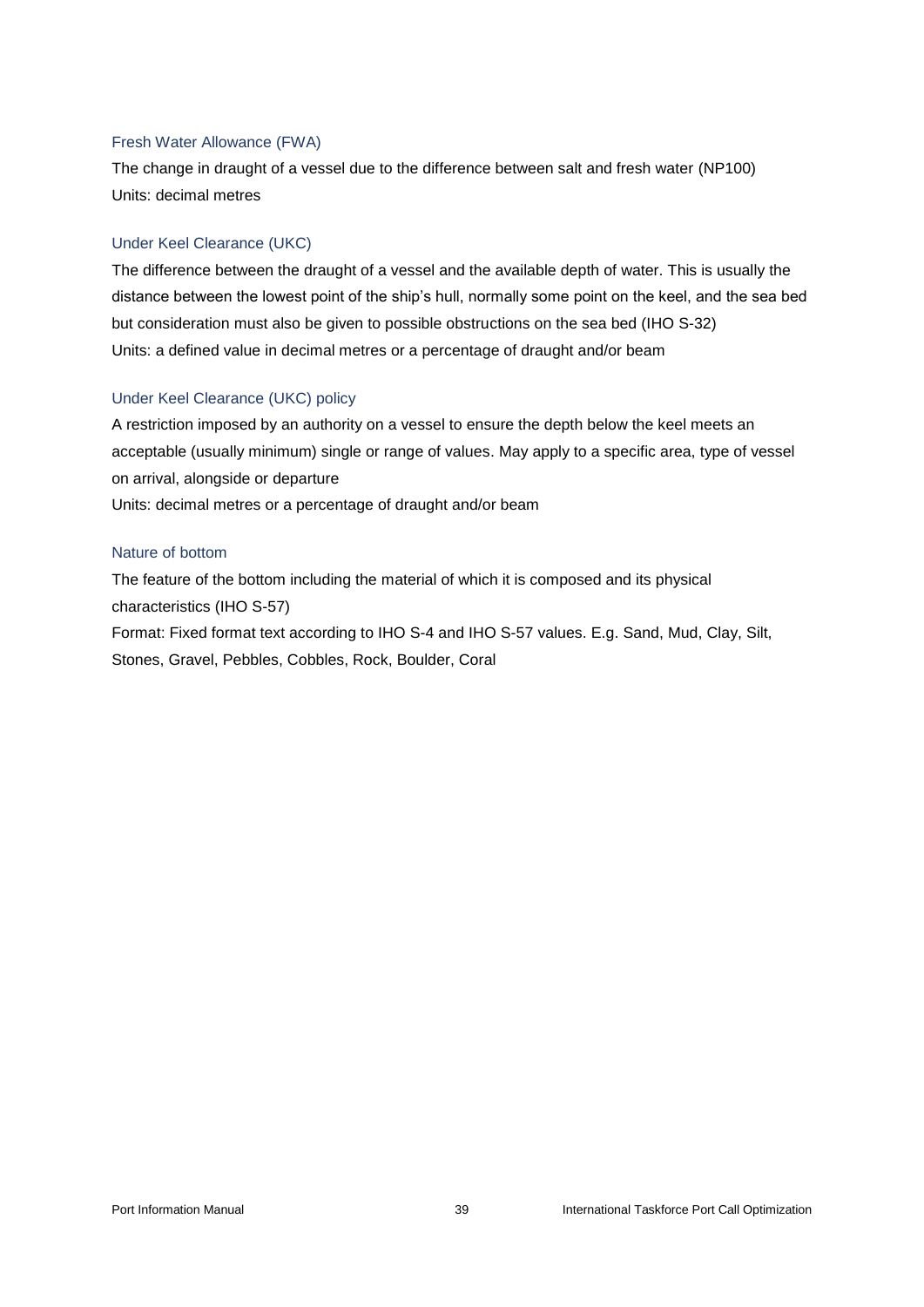### Fresh Water Allowance (FWA)

The change in draught of a vessel due to the difference between salt and fresh water (NP100)
Units: decimal metres

### Under Keel Clearance (UKC)

The difference between the draught of a vessel and the available depth of water. This is usually the distance between the lowest point of the ship's hull, normally some point on the keel, and the sea bed but consideration must also be given to possible obstructions on the sea bed (IHO S-32)
Units: a defined value in decimal metres or a percentage of draught and/or beam

### Under Keel Clearance (UKC) policy

A restriction imposed by an authority on a vessel to ensure the depth below the keel meets an acceptable (usually minimum) single or range of values. May apply to a specific area, type of vessel on arrival, alongside or departure
Units: decimal metres or a percentage of draught and/or beam

### Nature of bottom

The feature of the bottom including the material of which it is composed and its physical characteristics (IHO S-57)
Format: Fixed format text according to IHO S-4 and IHO S-57 values. E.g. Sand, Mud, Clay, Silt, Stones, Gravel, Pebbles, Cobbles, Rock, Boulder, Coral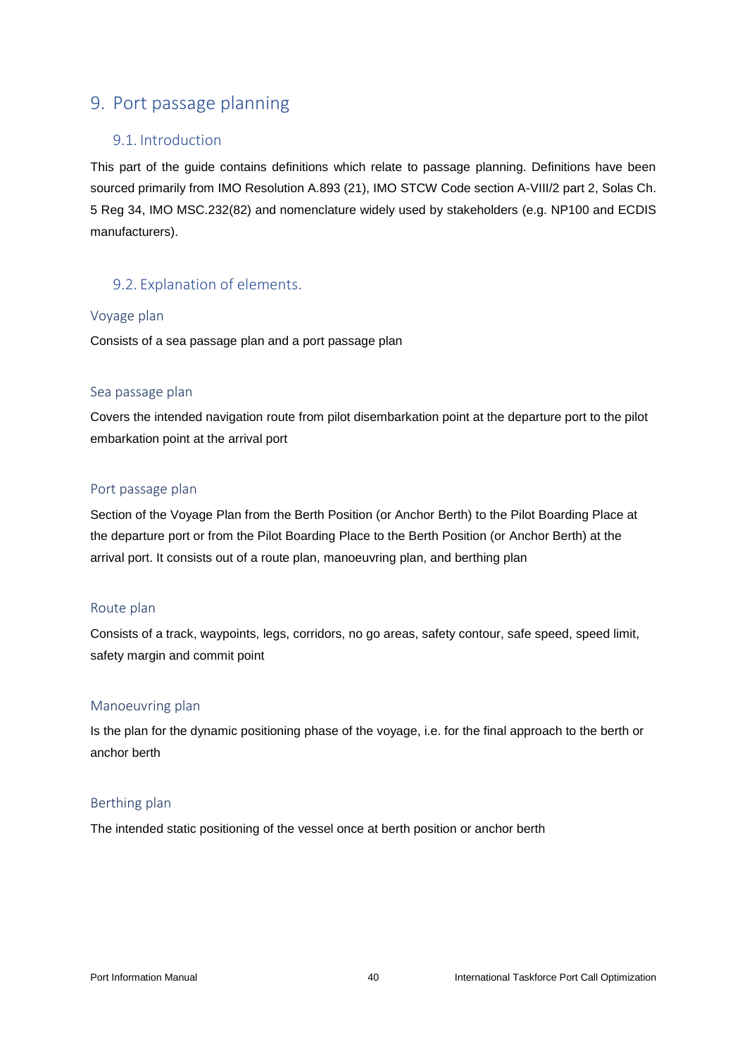# 9. Port passage planning

## 9.1. Introduction

This part of the guide contains definitions which relate to passage planning. Definitions have been sourced primarily from IMO Resolution A.893 (21), IMO STCW Code section A-VIII/2 part 2, Solas Ch. 5 Reg 34, IMO MSC.232(82) and nomenclature widely used by stakeholders (e.g. NP100 and ECDIS manufacturers).

## 9.2. Explanation of elements.

### Voyage plan

Consists of a sea passage plan and a port passage plan

### Sea passage plan

Covers the intended navigation route from pilot disembarkation point at the departure port to the pilot embarkation point at the arrival port

### Port passage plan

Section of the Voyage Plan from the Berth Position (or Anchor Berth) to the Pilot Boarding Place at the departure port or from the Pilot Boarding Place to the Berth Position (or Anchor Berth) at the arrival port. It consists out of a route plan, manoeuvring plan, and berthing plan

### Route plan

Consists of a track, waypoints, legs, corridors, no go areas, safety contour, safe speed, speed limit, safety margin and commit point

### Manoeuvring plan

Is the plan for the dynamic positioning phase of the voyage, i.e. for the final approach to the berth or anchor berth

### Berthing plan

The intended static positioning of the vessel once at berth position or anchor berth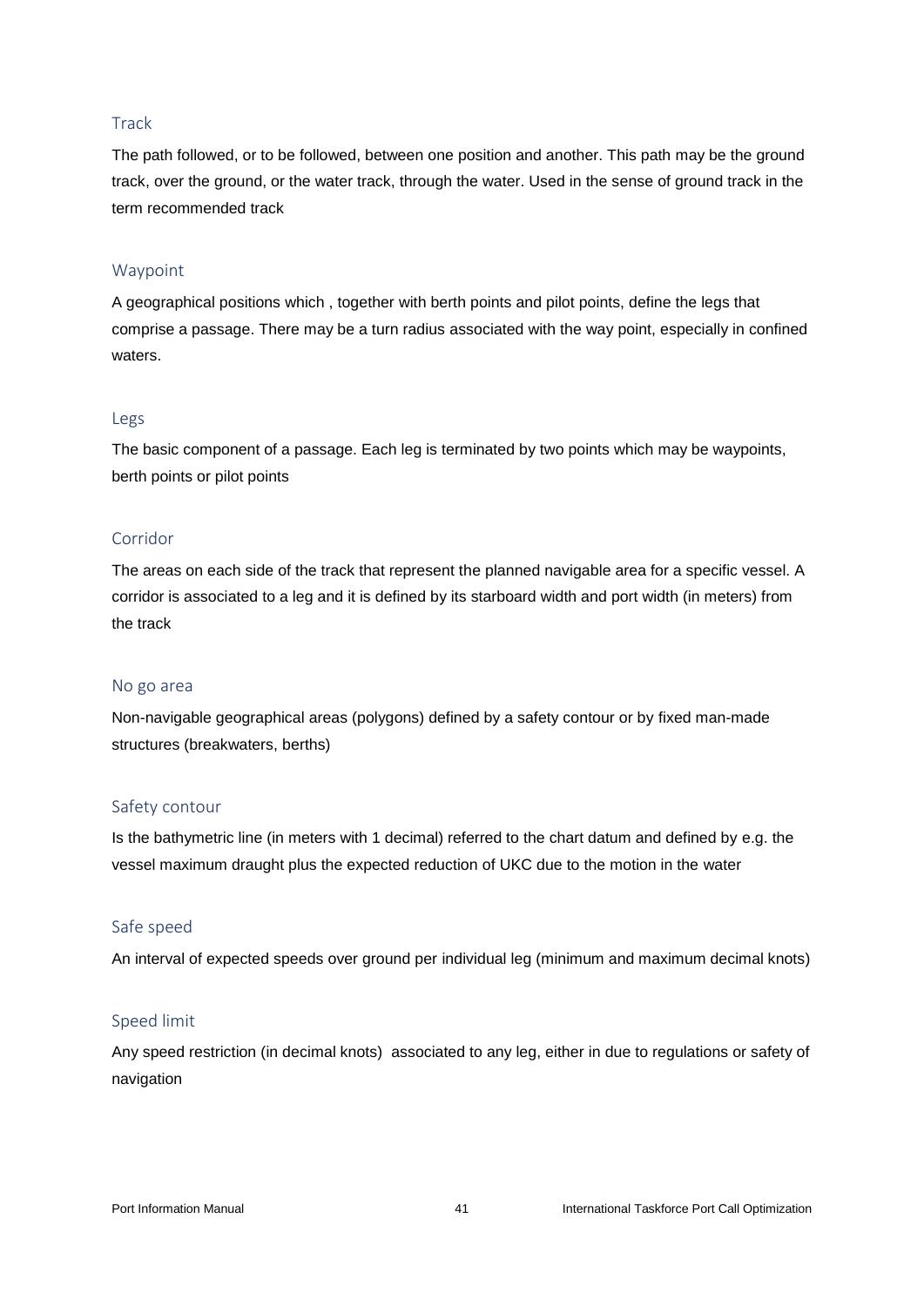### Track

The path followed, or to be followed, between one position and another. This path may be the ground track, over the ground, or the water track, through the water. Used in the sense of ground track in the term recommended track

### Waypoint

A geographical positions which , together with berth points and pilot points, define the legs that comprise a passage. There may be a turn radius associated with the way point, especially in confined waters.

### Legs

The basic component of a passage. Each leg is terminated by two points which may be waypoints, berth points or pilot points

### Corridor

The areas on each side of the track that represent the planned navigable area for a specific vessel. A corridor is associated to a leg and it is defined by its starboard width and port width (in meters) from the track

### No go area

Non-navigable geographical areas (polygons) defined by a safety contour or by fixed man-made structures (breakwaters, berths)

### Safety contour

Is the bathymetric line (in meters with 1 decimal) referred to the chart datum and defined by e.g. the vessel maximum draught plus the expected reduction of UKC due to the motion in the water

### Safe speed

An interval of expected speeds over ground per individual leg (minimum and maximum decimal knots)

### Speed limit

Any speed restriction (in decimal knots) associated to any leg, either in due to regulations or safety of navigation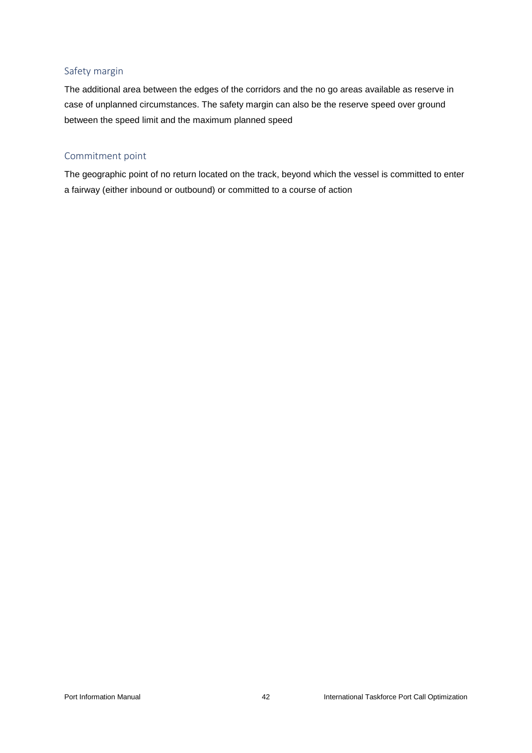### Safety margin

The additional area between the edges of the corridors and the no go areas available as reserve in case of unplanned circumstances. The safety margin can also be the reserve speed over ground between the speed limit and the maximum planned speed

### Commitment point

The geographic point of no return located on the track, beyond which the vessel is committed to enter a fairway (either inbound or outbound) or committed to a course of action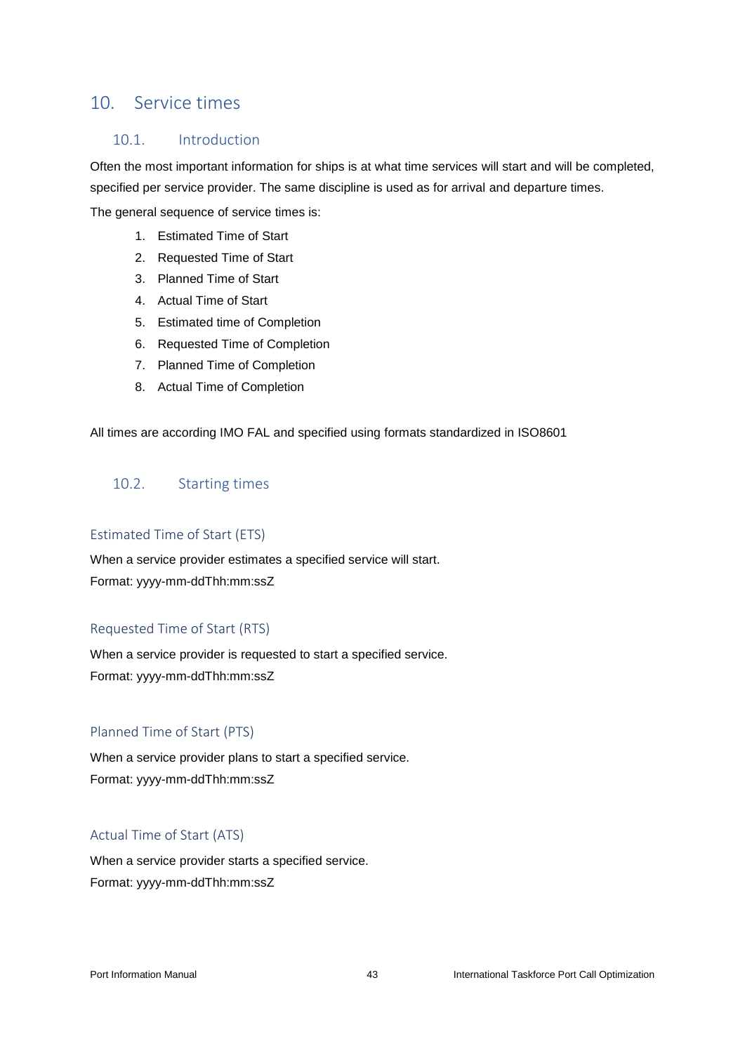# 10. Service times

## 10.1. Introduction

Often the most important information for ships is at what time services will start and will be completed, specified per service provider. The same discipline is used as for arrival and departure times.

The general sequence of service times is:

1. Estimated Time of Start
2. Requested Time of Start
3. Planned Time of Start
4. Actual Time of Start
5. Estimated time of Completion
6. Requested Time of Completion
7. Planned Time of Completion
8. Actual Time of Completion

All times are according IMO FAL and specified using formats standardized in ISO8601

## 10.2. Starting times

### Estimated Time of Start (ETS)

When a service provider estimates a specified service will start.

Format: yyyy-mm-ddThh:mm:ssZ

### Requested Time of Start (RTS)

When a service provider is requested to start a specified service.

Format: yyyy-mm-ddThh:mm:ssZ

### Planned Time of Start (PTS)

When a service provider plans to start a specified service.

Format: yyyy-mm-ddThh:mm:ssZ

### Actual Time of Start (ATS)

When a service provider starts a specified service.

Format: yyyy-mm-ddThh:mm:ssZ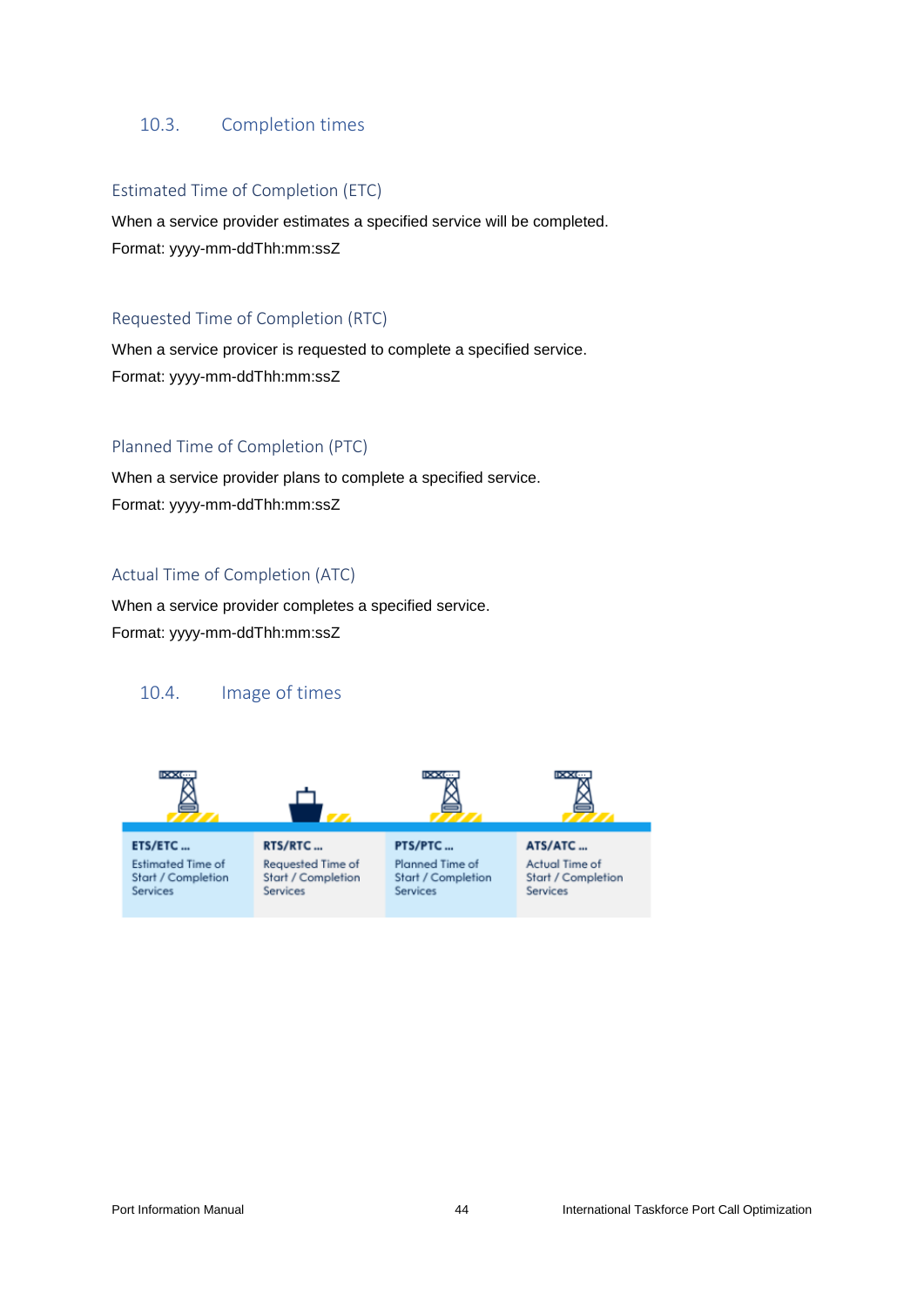## 10.3. Completion times

### Estimated Time of Completion (ETC)

When a service provider estimates a specified service will be completed.

Format: yyyy-mm-ddThh:mm:ssZ

### Requested Time of Completion (RTC)

When a service provicer is requested to complete a specified service.

Format: yyyy-mm-ddThh:mm:ssZ

### Planned Time of Completion (PTC)

When a service provider plans to complete a specified service.

Format: yyyy-mm-ddThh:mm:ssZ

### Actual Time of Completion (ATC)

When a service provider completes a specified service.

Format: yyyy-mm-ddThh:mm:ssZ

## 10.4. Image of times

| ETS/ETC ... | RTS/RTC ... | PTS/PTC ... | ATS/ATC ... |
|---|---|---|---|
| Estimated Time of Start / Completion Services | Requested Time of Start / Completion Services | Planned Time of Start / Completion Services | Actual Time of Start / Completion Services |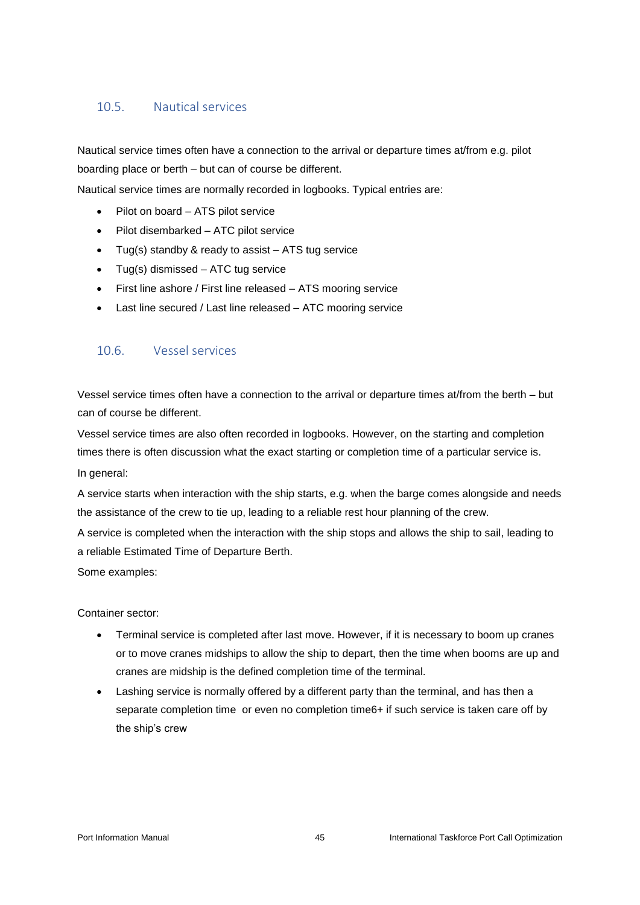## 10.5. Nautical services

Nautical service times often have a connection to the arrival or departure times at/from e.g. pilot boarding place or berth – but can of course be different.

Nautical service times are normally recorded in logbooks. Typical entries are:

- Pilot on board – ATS pilot service
- Pilot disembarked – ATC pilot service
- Tug(s) standby & ready to assist – ATS tug service
- Tug(s) dismissed – ATC tug service
- First line ashore / First line released – ATS mooring service
- Last line secured / Last line released – ATC mooring service

## 10.6. Vessel services

Vessel service times often have a connection to the arrival or departure times at/from the berth – but can of course be different.

Vessel service times are also often recorded in logbooks. However, on the starting and completion times there is often discussion what the exact starting or completion time of a particular service is.

In general:

A service starts when interaction with the ship starts, e.g. when the barge comes alongside and needs the assistance of the crew to tie up, leading to a reliable rest hour planning of the crew.

A service is completed when the interaction with the ship stops and allows the ship to sail, leading to a reliable Estimated Time of Departure Berth.

Some examples:

Container sector:

- Terminal service is completed after last move. However, if it is necessary to boom up cranes or to move cranes midships to allow the ship to depart, then the time when booms are up and cranes are midship is the defined completion time of the terminal.
- Lashing service is normally offered by a different party than the terminal, and has then a separate completion time  or even no completion time6+ if such service is taken care off by the ship's crew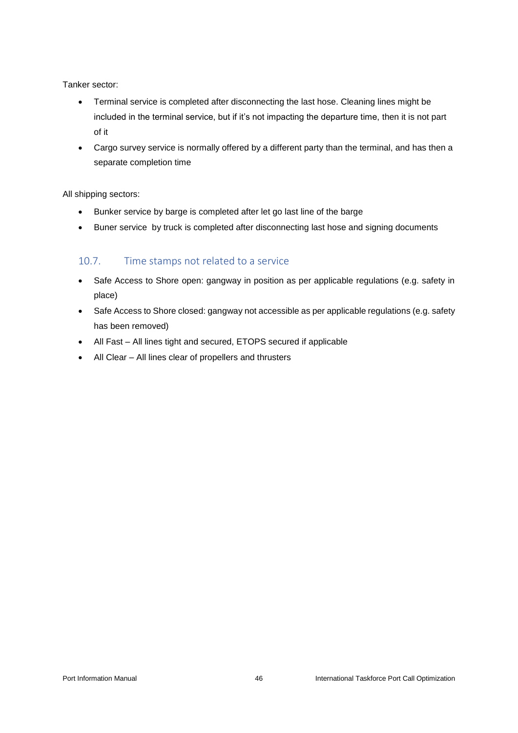Tanker sector:

- Terminal service is completed after disconnecting the last hose. Cleaning lines might be included in the terminal service, but if it's not impacting the departure time, then it is not part of it
- Cargo survey service is normally offered by a different party than the terminal, and has then a separate completion time

All shipping sectors:

- Bunker service by barge is completed after let go last line of the barge
- Buner service  by truck is completed after disconnecting last hose and signing documents

## 10.7. Time stamps not related to a service

- Safe Access to Shore open: gangway in position as per applicable regulations (e.g. safety in place)
- Safe Access to Shore closed: gangway not accessible as per applicable regulations (e.g. safety has been removed)
- All Fast – All lines tight and secured, ETOPS secured if applicable
- All Clear – All lines clear of propellers and thrusters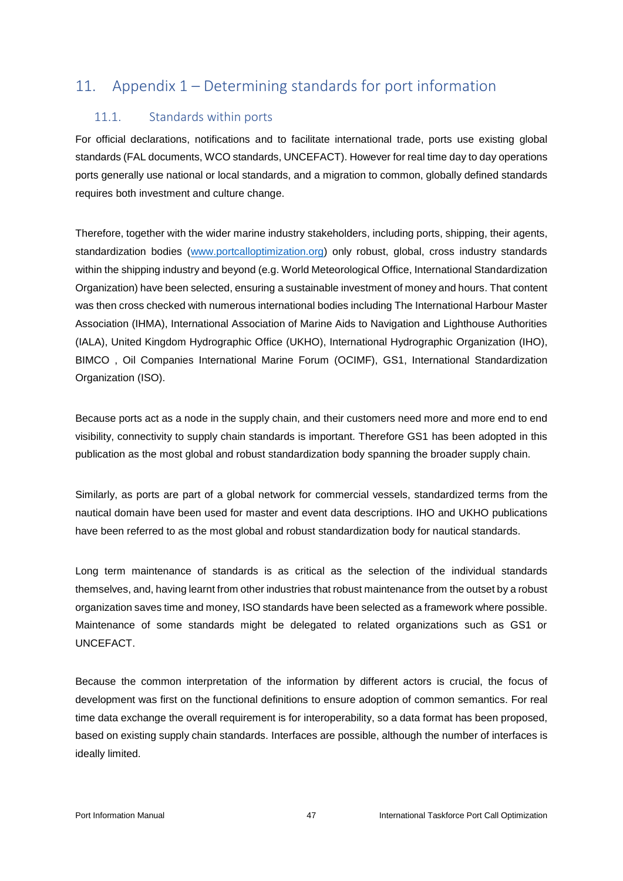# 11. Appendix 1 – Determining standards for port information

## 11.1. Standards within ports

For official declarations, notifications and to facilitate international trade, ports use existing global standards (FAL documents, WCO standards, UNCEFACT). However for real time day to day operations ports generally use national or local standards, and a migration to common, globally defined standards requires both investment and culture change.

Therefore, together with the wider marine industry stakeholders, including ports, shipping, their agents, standardization bodies (www.portcalloptimization.org) only robust, global, cross industry standards within the shipping industry and beyond (e.g. World Meteorological Office, International Standardization Organization) have been selected, ensuring a sustainable investment of money and hours. That content was then cross checked with numerous international bodies including The International Harbour Master Association (IHMA), International Association of Marine Aids to Navigation and Lighthouse Authorities (IALA), United Kingdom Hydrographic Office (UKHO), International Hydrographic Organization (IHO), BIMCO , Oil Companies International Marine Forum (OCIMF), GS1, International Standardization Organization (ISO).

Because ports act as a node in the supply chain, and their customers need more and more end to end visibility, connectivity to supply chain standards is important. Therefore GS1 has been adopted in this publication as the most global and robust standardization body spanning the broader supply chain.

Similarly, as ports are part of a global network for commercial vessels, standardized terms from the nautical domain have been used for master and event data descriptions. IHO and UKHO publications have been referred to as the most global and robust standardization body for nautical standards.

Long term maintenance of standards is as critical as the selection of the individual standards themselves, and, having learnt from other industries that robust maintenance from the outset by a robust organization saves time and money, ISO standards have been selected as a framework where possible. Maintenance of some standards might be delegated to related organizations such as GS1 or UNCEFACT.

Because the common interpretation of the information by different actors is crucial, the focus of development was first on the functional definitions to ensure adoption of common semantics. For real time data exchange the overall requirement is for interoperability, so a data format has been proposed, based on existing supply chain standards. Interfaces are possible, although the number of interfaces is ideally limited.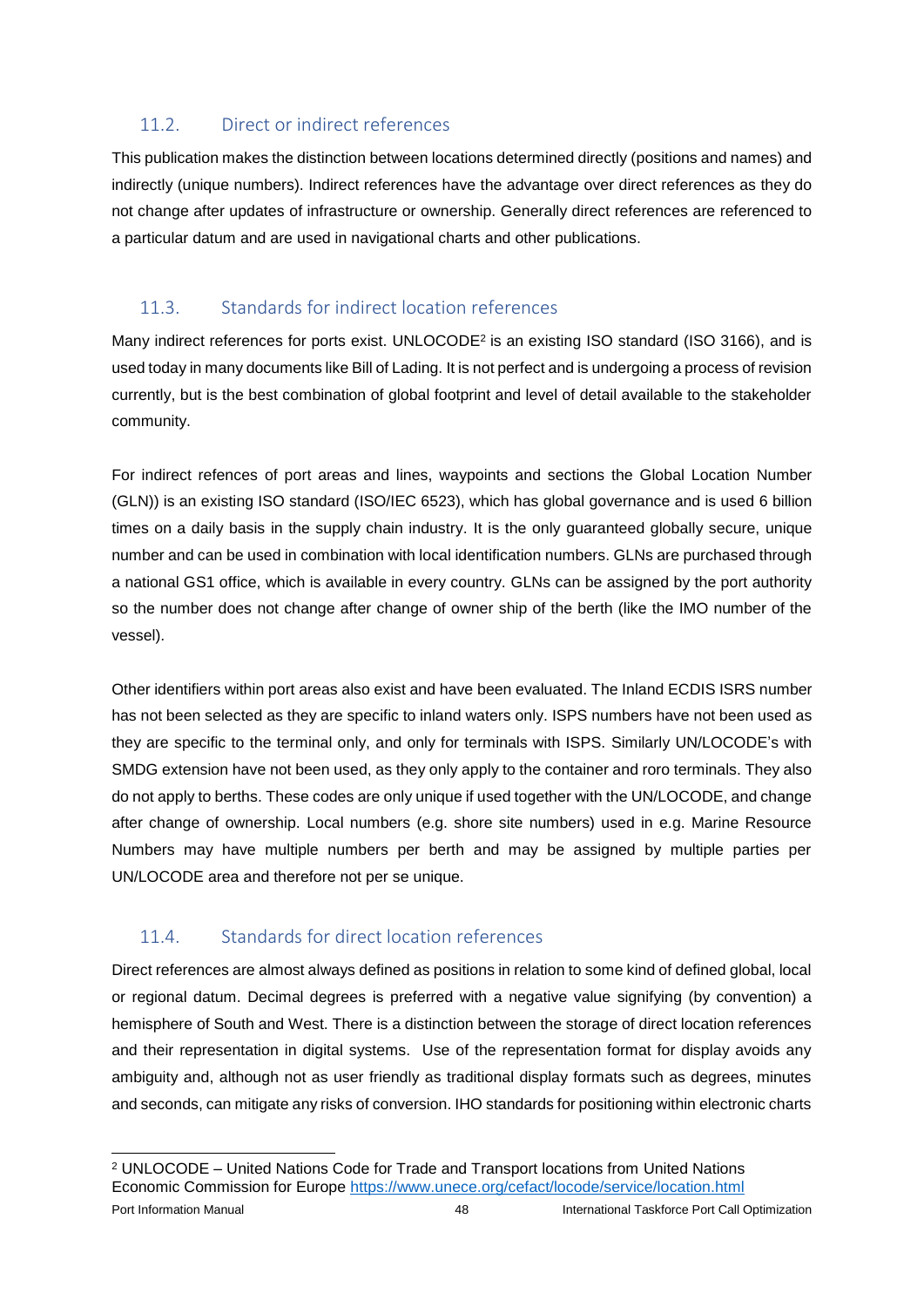## 11.2. Direct or indirect references

This publication makes the distinction between locations determined directly (positions and names) and indirectly (unique numbers). Indirect references have the advantage over direct references as they do not change after updates of infrastructure or ownership. Generally direct references are referenced to a particular datum and are used in navigational charts and other publications.

## 11.3. Standards for indirect location references

Many indirect references for ports exist. UNLOCODE[2] is an existing ISO standard (ISO 3166), and is used today in many documents like Bill of Lading. It is not perfect and is undergoing a process of revision currently, but is the best combination of global footprint and level of detail available to the stakeholder community.

For indirect refences of port areas and lines, waypoints and sections the Global Location Number (GLN)) is an existing ISO standard (ISO/IEC 6523), which has global governance and is used 6 billion times on a daily basis in the supply chain industry. It is the only guaranteed globally secure, unique number and can be used in combination with local identification numbers. GLNs are purchased through a national GS1 office, which is available in every country. GLNs can be assigned by the port authority so the number does not change after change of owner ship of the berth (like the IMO number of the vessel).

Other identifiers within port areas also exist and have been evaluated. The Inland ECDIS ISRS number has not been selected as they are specific to inland waters only. ISPS numbers have not been used as they are specific to the terminal only, and only for terminals with ISPS. Similarly UN/LOCODE's with SMDG extension have not been used, as they only apply to the container and roro terminals. They also do not apply to berths. These codes are only unique if used together with the UN/LOCODE, and change after change of ownership. Local numbers (e.g. shore site numbers) used in e.g. Marine Resource Numbers may have multiple numbers per berth and may be assigned by multiple parties per UN/LOCODE area and therefore not per se unique.

## 11.4. Standards for direct location references

Direct references are almost always defined as positions in relation to some kind of defined global, local or regional datum. Decimal degrees is preferred with a negative value signifying (by convention) a hemisphere of South and West. There is a distinction between the storage of direct location references and their representation in digital systems. Use of the representation format for display avoids any ambiguity and, although not as user friendly as traditional display formats such as degrees, minutes and seconds, can mitigate any risks of conversion. IHO standards for positioning within electronic charts

---

[2] UNLOCODE – United Nations Code for Trade and Transport locations from United Nations Economic Commission for Europe https://www.unece.org/cefact/locode/service/location.html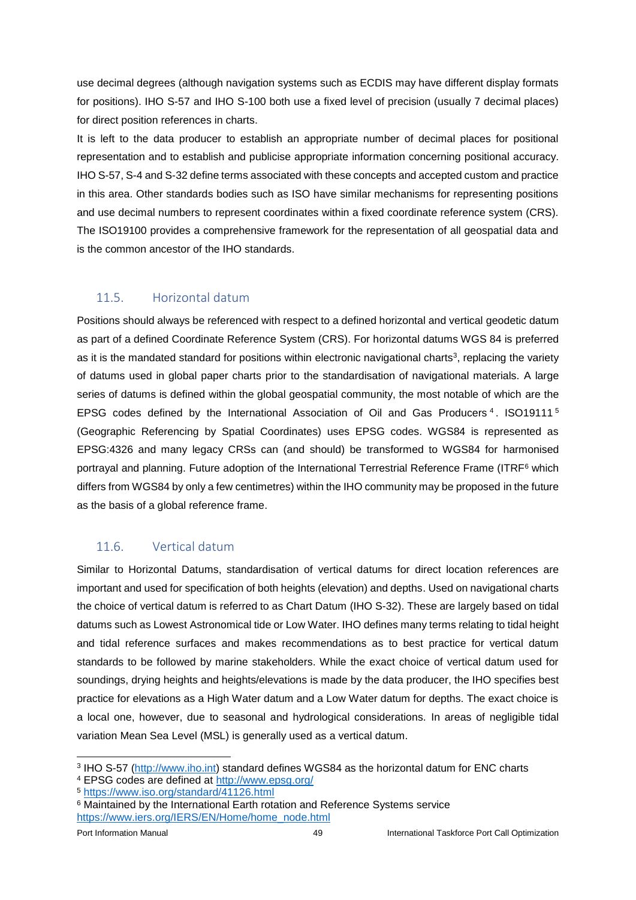use decimal degrees (although navigation systems such as ECDIS may have different display formats for positions). IHO S-57 and IHO S-100 both use a fixed level of precision (usually 7 decimal places) for direct position references in charts.

It is left to the data producer to establish an appropriate number of decimal places for positional representation and to establish and publicise appropriate information concerning positional accuracy. IHO S-57, S-4 and S-32 define terms associated with these concepts and accepted custom and practice in this area. Other standards bodies such as ISO have similar mechanisms for representing positions and use decimal numbers to represent coordinates within a fixed coordinate reference system (CRS). The ISO19100 provides a comprehensive framework for the representation of all geospatial data and is the common ancestor of the IHO standards.

## 11.5. Horizontal datum

Positions should always be referenced with respect to a defined horizontal and vertical geodetic datum as part of a defined Coordinate Reference System (CRS). For horizontal datums WGS 84 is preferred as it is the mandated standard for positions within electronic navigational charts[3], replacing the variety of datums used in global paper charts prior to the standardisation of navigational materials. A large series of datums is defined within the global geospatial community, the most notable of which are the EPSG codes defined by the International Association of Oil and Gas Producers[4]. ISO19111[5] (Geographic Referencing by Spatial Coordinates) uses EPSG codes. WGS84 is represented as EPSG:4326 and many legacy CRSs can (and should) be transformed to WGS84 for harmonised portrayal and planning. Future adoption of the International Terrestrial Reference Frame (ITRF[6] which differs from WGS84 by only a few centimetres) within the IHO community may be proposed in the future as the basis of a global reference frame.

## 11.6. Vertical datum

Similar to Horizontal Datums, standardisation of vertical datums for direct location references are important and used for specification of both heights (elevation) and depths. Used on navigational charts the choice of vertical datum is referred to as Chart Datum (IHO S-32). These are largely based on tidal datums such as Lowest Astronomical tide or Low Water. IHO defines many terms relating to tidal height and tidal reference surfaces and makes recommendations as to best practice for vertical datum standards to be followed by marine stakeholders. While the exact choice of vertical datum used for soundings, drying heights and heights/elevations is made by the data producer, the IHO specifies best practice for elevations as a High Water datum and a Low Water datum for depths. The exact choice is a local one, however, due to seasonal and hydrological considerations. In areas of negligible tidal variation Mean Sea Level (MSL) is generally used as a vertical datum.

---

[3] IHO S-57 (http://www.iho.int) standard defines WGS84 as the horizontal datum for ENC charts

[4] EPSG codes are defined at http://www.epsg.org/

[5] https://www.iso.org/standard/41126.html

[6] Maintained by the International Earth rotation and Reference Systems service https://www.iers.org/IERS/EN/Home/home_node.html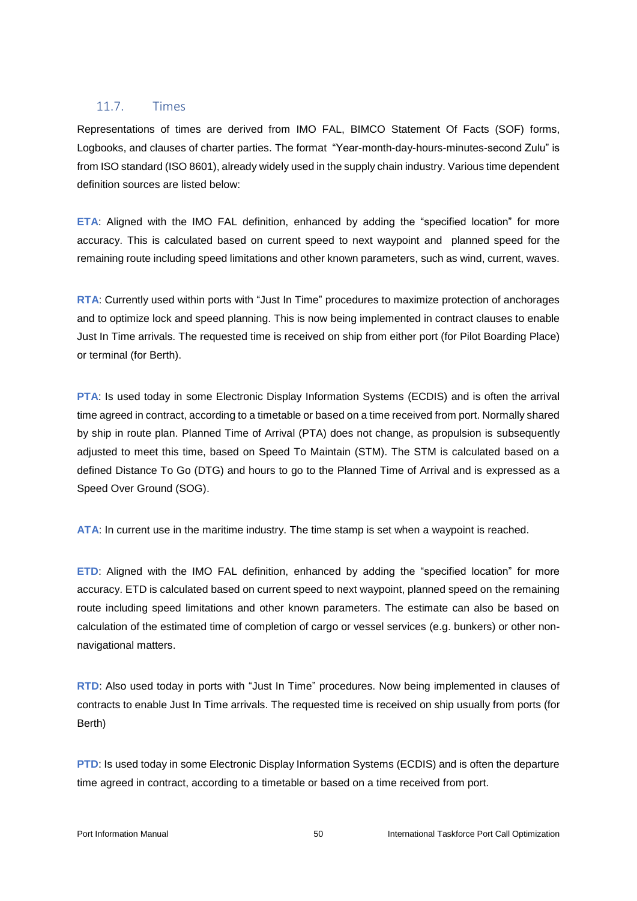### 11.7. Times

Representations of times are derived from IMO FAL, BIMCO Statement Of Facts (SOF) forms, Logbooks, and clauses of charter parties. The format "Year-month-day-hours-minutes-second Zulu" is from ISO standard (ISO 8601), already widely used in the supply chain industry. Various time dependent definition sources are listed below:

**ETA**: Aligned with the IMO FAL definition, enhanced by adding the "specified location" for more accuracy. This is calculated based on current speed to next waypoint and planned speed for the remaining route including speed limitations and other known parameters, such as wind, current, waves.

**RTA**: Currently used within ports with "Just In Time" procedures to maximize protection of anchorages and to optimize lock and speed planning. This is now being implemented in contract clauses to enable Just In Time arrivals. The requested time is received on ship from either port (for Pilot Boarding Place) or terminal (for Berth).

**PTA**: Is used today in some Electronic Display Information Systems (ECDIS) and is often the arrival time agreed in contract, according to a timetable or based on a time received from port. Normally shared by ship in route plan. Planned Time of Arrival (PTA) does not change, as propulsion is subsequently adjusted to meet this time, based on Speed To Maintain (STM). The STM is calculated based on a defined Distance To Go (DTG) and hours to go to the Planned Time of Arrival and is expressed as a Speed Over Ground (SOG).

**ATA**: In current use in the maritime industry. The time stamp is set when a waypoint is reached.

**ETD**: Aligned with the IMO FAL definition, enhanced by adding the "specified location" for more accuracy. ETD is calculated based on current speed to next waypoint, planned speed on the remaining route including speed limitations and other known parameters. The estimate can also be based on calculation of the estimated time of completion of cargo or vessel services (e.g. bunkers) or other non-navigational matters.

**RTD**: Also used today in ports with "Just In Time" procedures. Now being implemented in clauses of contracts to enable Just In Time arrivals. The requested time is received on ship usually from ports (for Berth)

**PTD**: Is used today in some Electronic Display Information Systems (ECDIS) and is often the departure time agreed in contract, according to a timetable or based on a time received from port.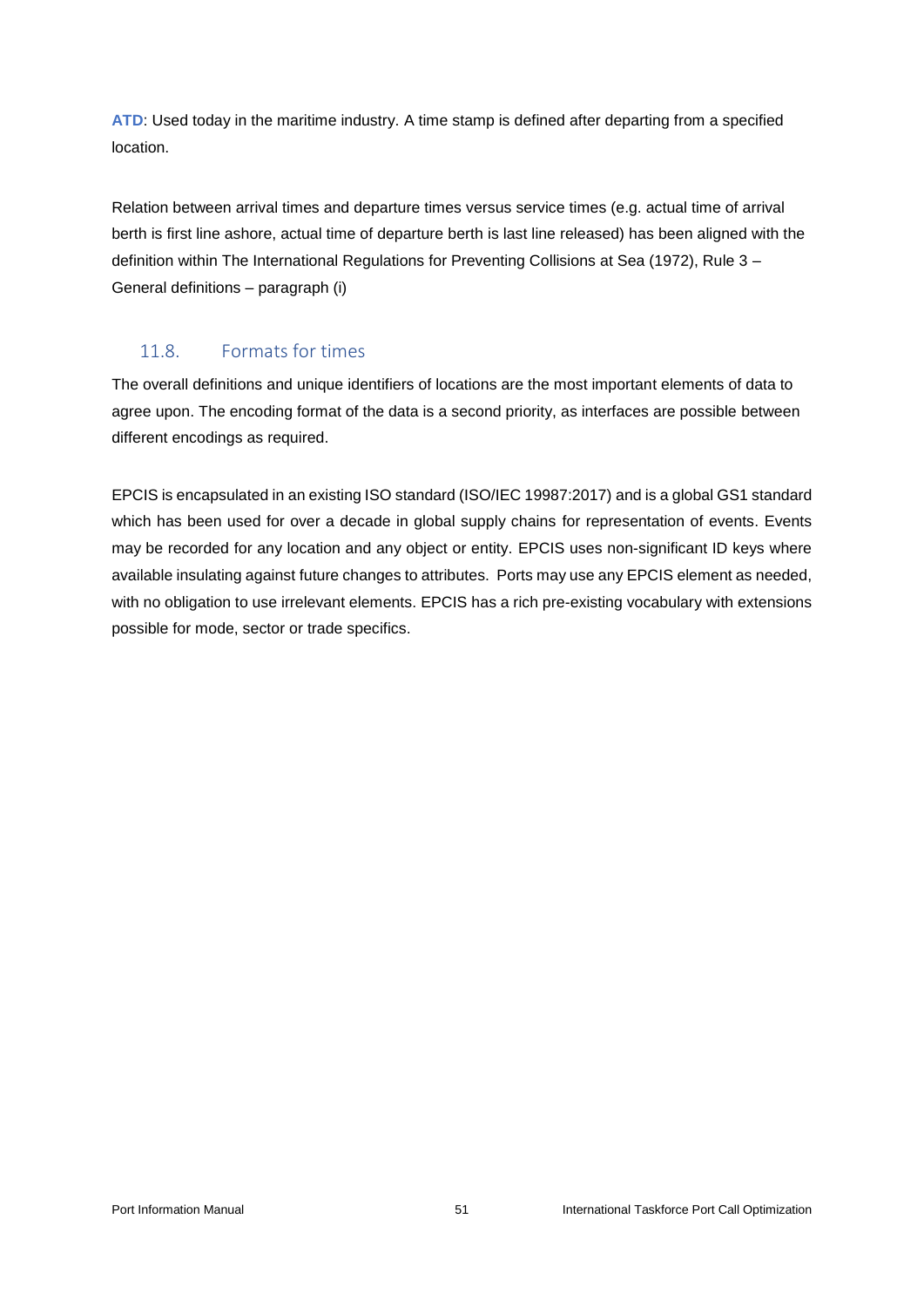**ATD**: Used today in the maritime industry. A time stamp is defined after departing from a specified location.

Relation between arrival times and departure times versus service times (e.g. actual time of arrival berth is first line ashore, actual time of departure berth is last line released) has been aligned with the definition within The International Regulations for Preventing Collisions at Sea (1972), Rule 3 – General definitions – paragraph (i)

## 11.8. Formats for times

The overall definitions and unique identifiers of locations are the most important elements of data to agree upon. The encoding format of the data is a second priority, as interfaces are possible between different encodings as required.

EPCIS is encapsulated in an existing ISO standard (ISO/IEC 19987:2017) and is a global GS1 standard which has been used for over a decade in global supply chains for representation of events. Events may be recorded for any location and any object or entity. EPCIS uses non-significant ID keys where available insulating against future changes to attributes. Ports may use any EPCIS element as needed, with no obligation to use irrelevant elements. EPCIS has a rich pre-existing vocabulary with extensions possible for mode, sector or trade specifics.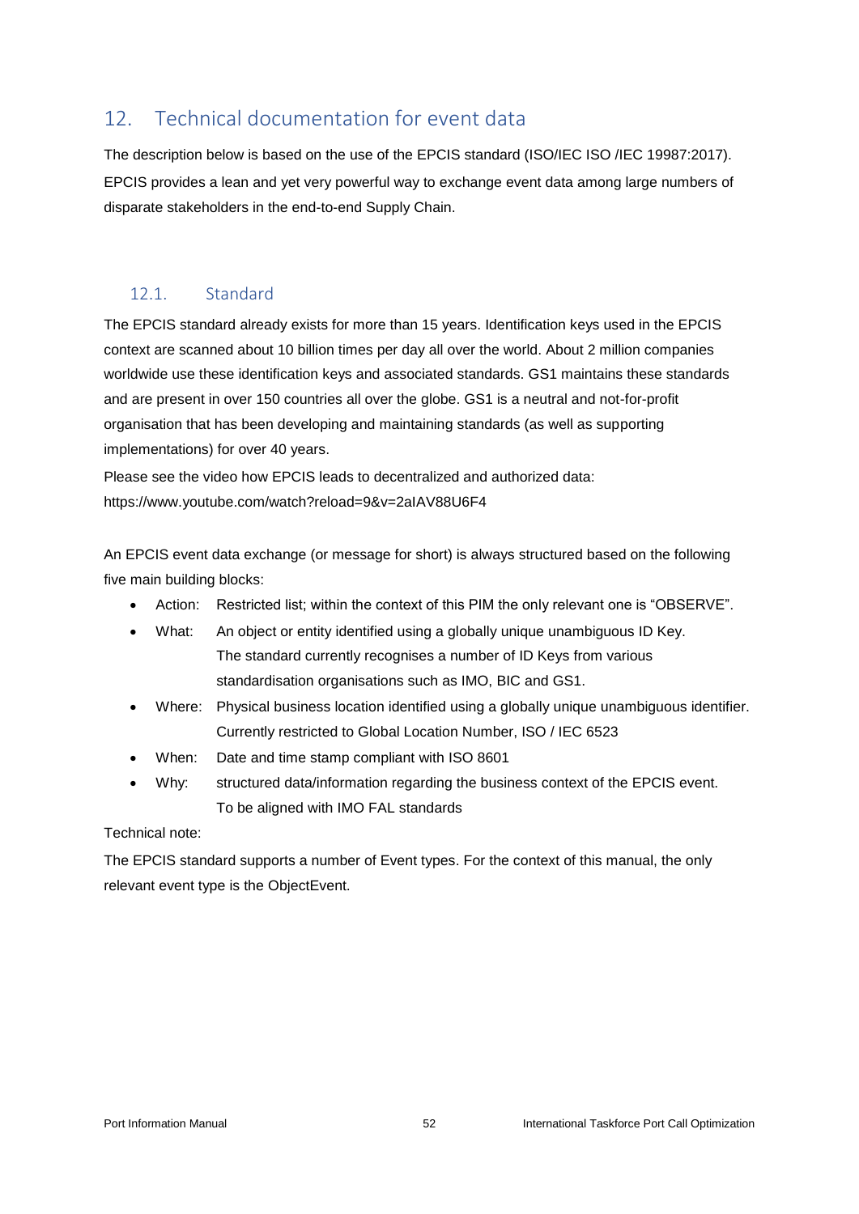## 12. Technical documentation for event data

The description below is based on the use of the EPCIS standard (ISO/IEC ISO /IEC 19987:2017). EPCIS provides a lean and yet very powerful way to exchange event data among large numbers of disparate stakeholders in the end-to-end Supply Chain.

### 12.1. Standard

The EPCIS standard already exists for more than 15 years. Identification keys used in the EPCIS context are scanned about 10 billion times per day all over the world. About 2 million companies worldwide use these identification keys and associated standards. GS1 maintains these standards and are present in over 150 countries all over the globe. GS1 is a neutral and not-for-profit organisation that has been developing and maintaining standards (as well as supporting implementations) for over 40 years.

Please see the video how EPCIS leads to decentralized and authorized data: https://www.youtube.com/watch?reload=9&v=2aIAV88U6F4

An EPCIS event data exchange (or message for short) is always structured based on the following five main building blocks:

- Action: Restricted list; within the context of this PIM the only relevant one is "OBSERVE".
- What: An object or entity identified using a globally unique unambiguous ID Key. The standard currently recognises a number of ID Keys from various standardisation organisations such as IMO, BIC and GS1.
- Where: Physical business location identified using a globally unique unambiguous identifier. Currently restricted to Global Location Number, ISO / IEC 6523
- When: Date and time stamp compliant with ISO 8601
- Why: structured data/information regarding the business context of the EPCIS event. To be aligned with IMO FAL standards

Technical note:

The EPCIS standard supports a number of Event types. For the context of this manual, the only relevant event type is the ObjectEvent.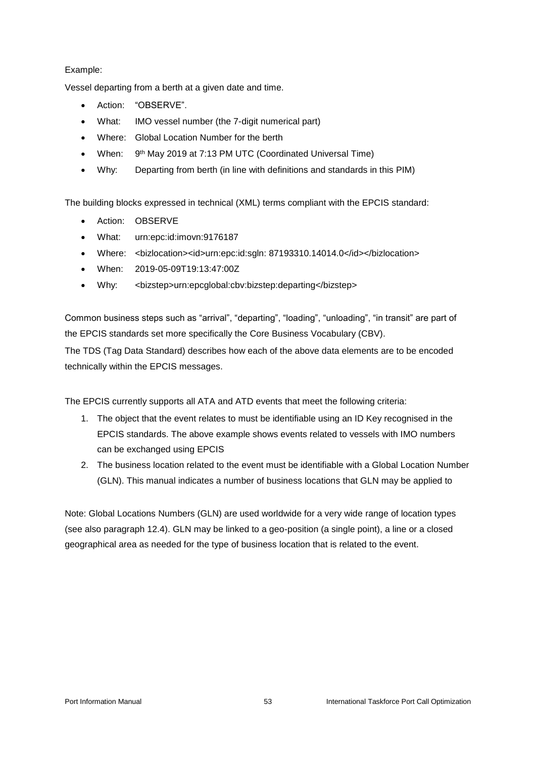Example:

Vessel departing from a berth at a given date and time.

- Action: "OBSERVE".
- What: IMO vessel number (the 7-digit numerical part)
- Where: Global Location Number for the berth
- When: 9th May 2019 at 7:13 PM UTC (Coordinated Universal Time)
- Why: Departing from berth (in line with definitions and standards in this PIM)

The building blocks expressed in technical (XML) terms compliant with the EPCIS standard:

- Action: OBSERVE
- What: urn:epc:id:imovn:9176187
- Where: <bizlocation><id>urn:epc:id:sgln: 87193310.14014.0</id></bizlocation>
- When: 2019-05-09T19:13:47:00Z
- Why: <bizstep>urn:epcglobal:cbv:bizstep:departing</bizstep>

Common business steps such as "arrival", "departing", "loading", "unloading", "in transit" are part of the EPCIS standards set more specifically the Core Business Vocabulary (CBV).

The TDS (Tag Data Standard) describes how each of the above data elements are to be encoded technically within the EPCIS messages.

The EPCIS currently supports all ATA and ATD events that meet the following criteria:

1. The object that the event relates to must be identifiable using an ID Key recognised in the EPCIS standards. The above example shows events related to vessels with IMO numbers can be exchanged using EPCIS
2. The business location related to the event must be identifiable with a Global Location Number (GLN). This manual indicates a number of business locations that GLN may be applied to

Note: Global Locations Numbers (GLN) are used worldwide for a very wide range of location types (see also paragraph 12.4). GLN may be linked to a geo-position (a single point), a line or a closed geographical area as needed for the type of business location that is related to the event.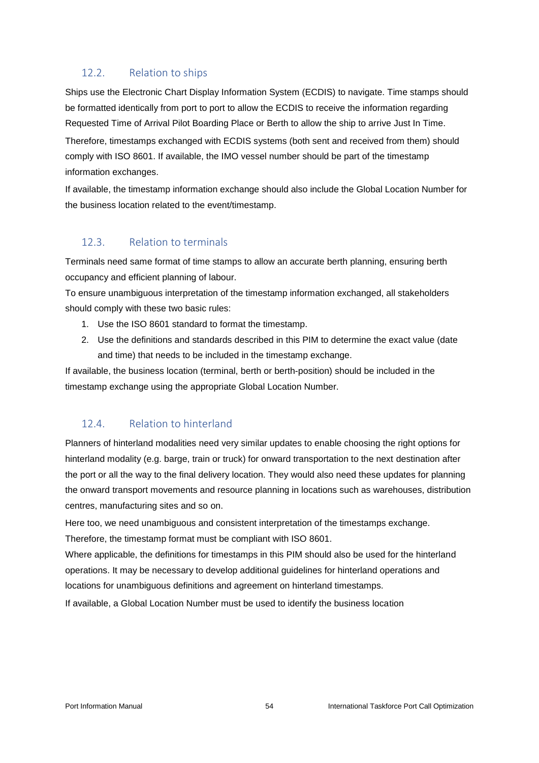## 12.2. Relation to ships

Ships use the Electronic Chart Display Information System (ECDIS) to navigate. Time stamps should be formatted identically from port to port to allow the ECDIS to receive the information regarding Requested Time of Arrival Pilot Boarding Place or Berth to allow the ship to arrive Just In Time.

Therefore, timestamps exchanged with ECDIS systems (both sent and received from them) should comply with ISO 8601. If available, the IMO vessel number should be part of the timestamp information exchanges.

If available, the timestamp information exchange should also include the Global Location Number for the business location related to the event/timestamp.

## 12.3. Relation to terminals

Terminals need same format of time stamps to allow an accurate berth planning, ensuring berth occupancy and efficient planning of labour.

To ensure unambiguous interpretation of the timestamp information exchanged, all stakeholders should comply with these two basic rules:

1. Use the ISO 8601 standard to format the timestamp.
2. Use the definitions and standards described in this PIM to determine the exact value (date and time) that needs to be included in the timestamp exchange.

If available, the business location (terminal, berth or berth-position) should be included in the timestamp exchange using the appropriate Global Location Number.

## 12.4. Relation to hinterland

Planners of hinterland modalities need very similar updates to enable choosing the right options for hinterland modality (e.g. barge, train or truck) for onward transportation to the next destination after the port or all the way to the final delivery location. They would also need these updates for planning the onward transport movements and resource planning in locations such as warehouses, distribution centres, manufacturing sites and so on.

Here too, we need unambiguous and consistent interpretation of the timestamps exchange. Therefore, the timestamp format must be compliant with ISO 8601.

Where applicable, the definitions for timestamps in this PIM should also be used for the hinterland operations. It may be necessary to develop additional guidelines for hinterland operations and locations for unambiguous definitions and agreement on hinterland timestamps.

If available, a Global Location Number must be used to identify the business location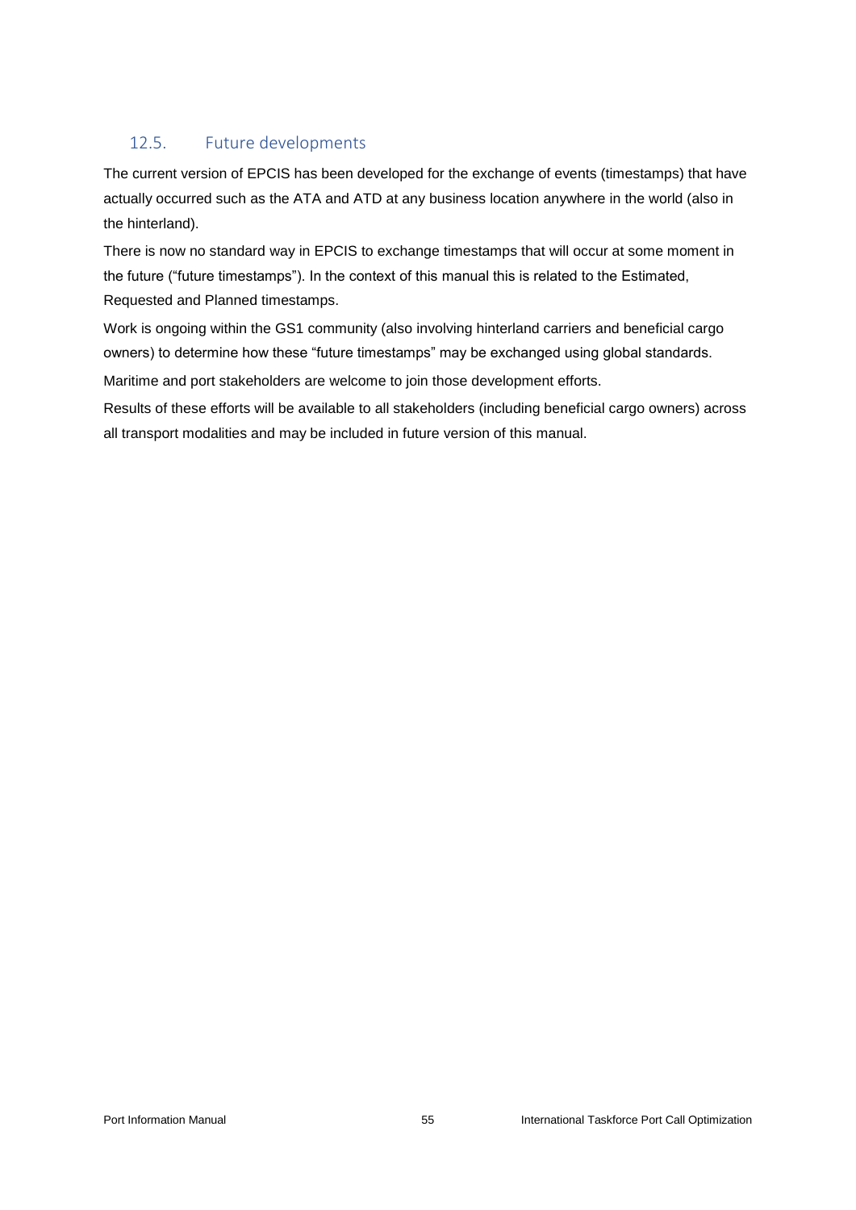## 12.5. Future developments

The current version of EPCIS has been developed for the exchange of events (timestamps) that have actually occurred such as the ATA and ATD at any business location anywhere in the world (also in the hinterland).

There is now no standard way in EPCIS to exchange timestamps that will occur at some moment in the future ("future timestamps"). In the context of this manual this is related to the Estimated, Requested and Planned timestamps.

Work is ongoing within the GS1 community (also involving hinterland carriers and beneficial cargo owners) to determine how these "future timestamps" may be exchanged using global standards.

Maritime and port stakeholders are welcome to join those development efforts.

Results of these efforts will be available to all stakeholders (including beneficial cargo owners) across all transport modalities and may be included in future version of this manual.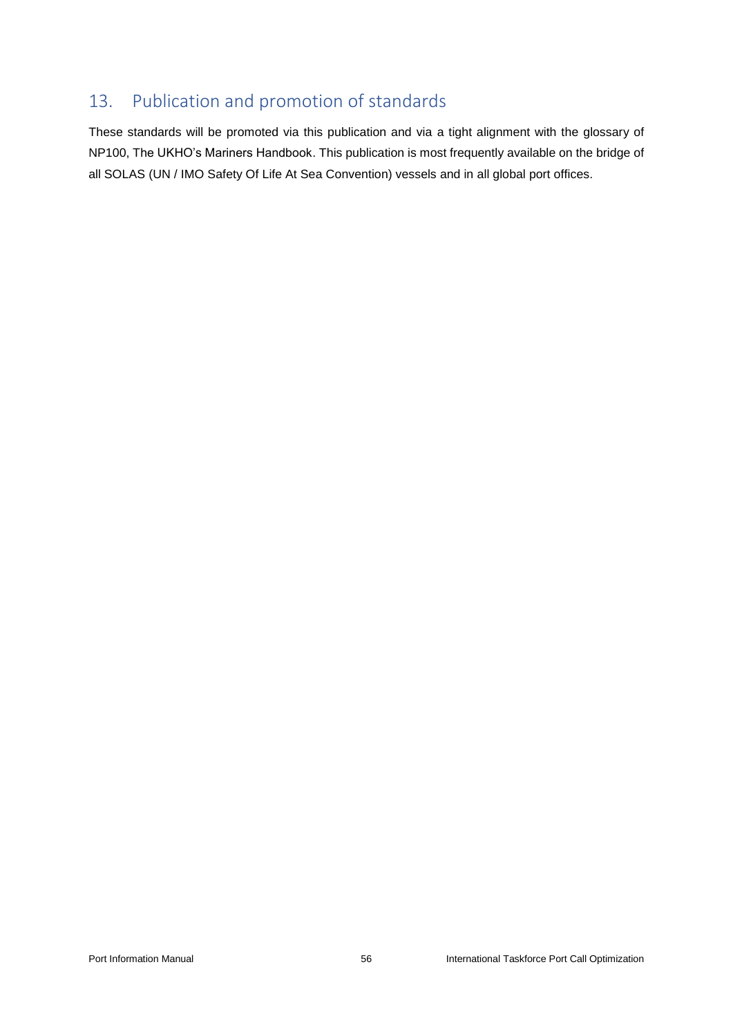## 13. Publication and promotion of standards

These standards will be promoted via this publication and via a tight alignment with the glossary of NP100, The UKHO's Mariners Handbook. This publication is most frequently available on the bridge of all SOLAS (UN / IMO Safety Of Life At Sea Convention) vessels and in all global port offices.